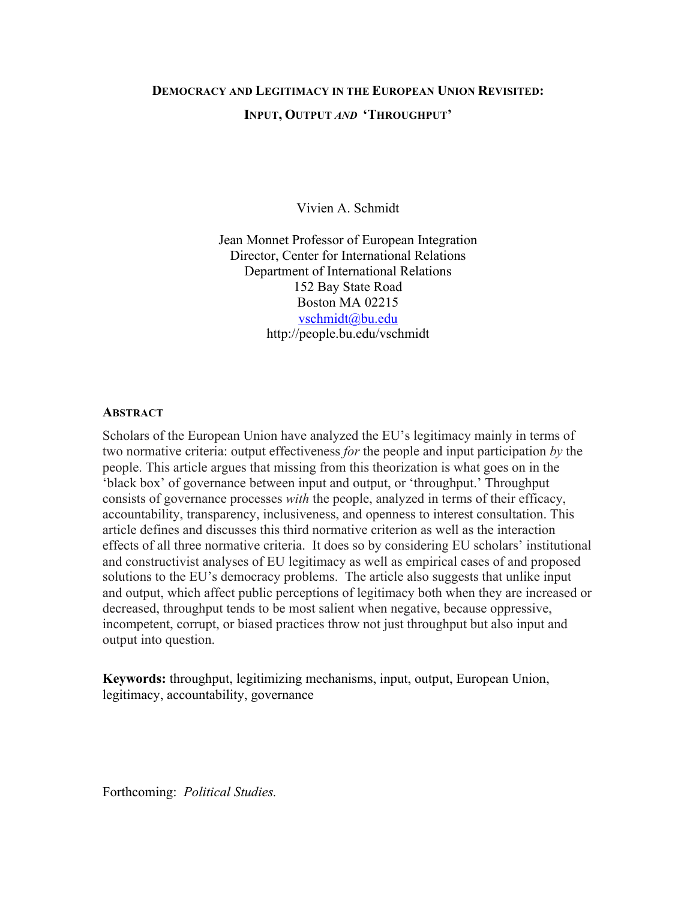# DEMOCRACY AND LEGITIMACY IN THE EUROPEAN UNION REVISITED:

## INPUT, OUTPUT *AND* 'THROUGHPUT'

Vivien A. Schmidt

Jean Monnet Professor of European Integration
Director, Center for International Relations
Department of International Relations
152 Bay State Road
Boston MA 02215
vschmidt@bu.edu
http://people.bu.edu/vschmidt

### ABSTRACT

Scholars of the European Union have analyzed the EU's legitimacy mainly in terms of two normative criteria: output effectiveness *for* the people and input participation *by* the people. This article argues that missing from this theorization is what goes on in the 'black box' of governance between input and output, or 'throughput.' Throughput consists of governance processes *with* the people, analyzed in terms of their efficacy, accountability, transparency, inclusiveness, and openness to interest consultation. This article defines and discusses this third normative criterion as well as the interaction effects of all three normative criteria. It does so by considering EU scholars' institutional and constructivist analyses of EU legitimacy as well as empirical cases of and proposed solutions to the EU's democracy problems. The article also suggests that unlike input and output, which affect public perceptions of legitimacy both when they are increased or decreased, throughput tends to be most salient when negative, because oppressive, incompetent, corrupt, or biased practices throw not just throughput but also input and output into question.

**Keywords:** throughput, legitimizing mechanisms, input, output, European Union, legitimacy, accountability, governance

Forthcoming: *Political Studies.*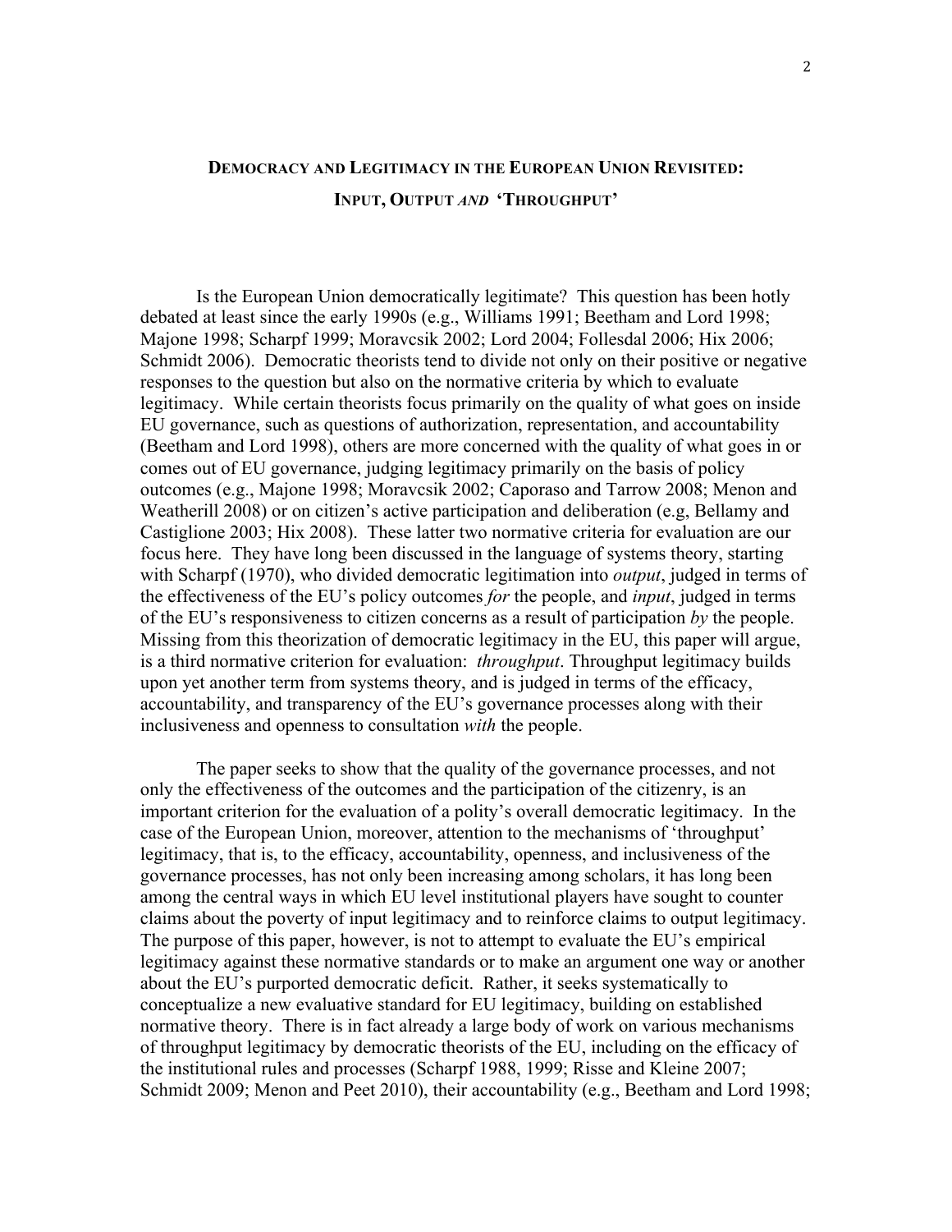# DEMOCRACY AND LEGITIMACY IN THE EUROPEAN UNION REVISITED: INPUT, OUTPUT *AND* 'THROUGHPUT'

Is the European Union democratically legitimate? This question has been hotly debated at least since the early 1990s (e.g., Williams 1991; Beetham and Lord 1998; Majone 1998; Scharpf 1999; Moravcsik 2002; Lord 2004; Follesdal 2006; Hix 2006; Schmidt 2006). Democratic theorists tend to divide not only on their positive or negative responses to the question but also on the normative criteria by which to evaluate legitimacy. While certain theorists focus primarily on the quality of what goes on inside EU governance, such as questions of authorization, representation, and accountability (Beetham and Lord 1998), others are more concerned with the quality of what goes in or comes out of EU governance, judging legitimacy primarily on the basis of policy outcomes (e.g., Majone 1998; Moravcsik 2002; Caporaso and Tarrow 2008; Menon and Weatherill 2008) or on citizen's active participation and deliberation (e.g, Bellamy and Castiglione 2003; Hix 2008). These latter two normative criteria for evaluation are our focus here. They have long been discussed in the language of systems theory, starting with Scharpf (1970), who divided democratic legitimation into *output*, judged in terms of the effectiveness of the EU's policy outcomes *for* the people, and *input*, judged in terms of the EU's responsiveness to citizen concerns as a result of participation *by* the people. Missing from this theorization of democratic legitimacy in the EU, this paper will argue, is a third normative criterion for evaluation: *throughput*. Throughput legitimacy builds upon yet another term from systems theory, and is judged in terms of the efficacy, accountability, and transparency of the EU's governance processes along with their inclusiveness and openness to consultation *with* the people.

The paper seeks to show that the quality of the governance processes, and not only the effectiveness of the outcomes and the participation of the citizenry, is an important criterion for the evaluation of a polity's overall democratic legitimacy. In the case of the European Union, moreover, attention to the mechanisms of 'throughput' legitimacy, that is, to the efficacy, accountability, openness, and inclusiveness of the governance processes, has not only been increasing among scholars, it has long been among the central ways in which EU level institutional players have sought to counter claims about the poverty of input legitimacy and to reinforce claims to output legitimacy. The purpose of this paper, however, is not to attempt to evaluate the EU's empirical legitimacy against these normative standards or to make an argument one way or another about the EU's purported democratic deficit. Rather, it seeks systematically to conceptualize a new evaluative standard for EU legitimacy, building on established normative theory. There is in fact already a large body of work on various mechanisms of throughput legitimacy by democratic theorists of the EU, including on the efficacy of the institutional rules and processes (Scharpf 1988, 1999; Risse and Kleine 2007; Schmidt 2009; Menon and Peet 2010), their accountability (e.g., Beetham and Lord 1998;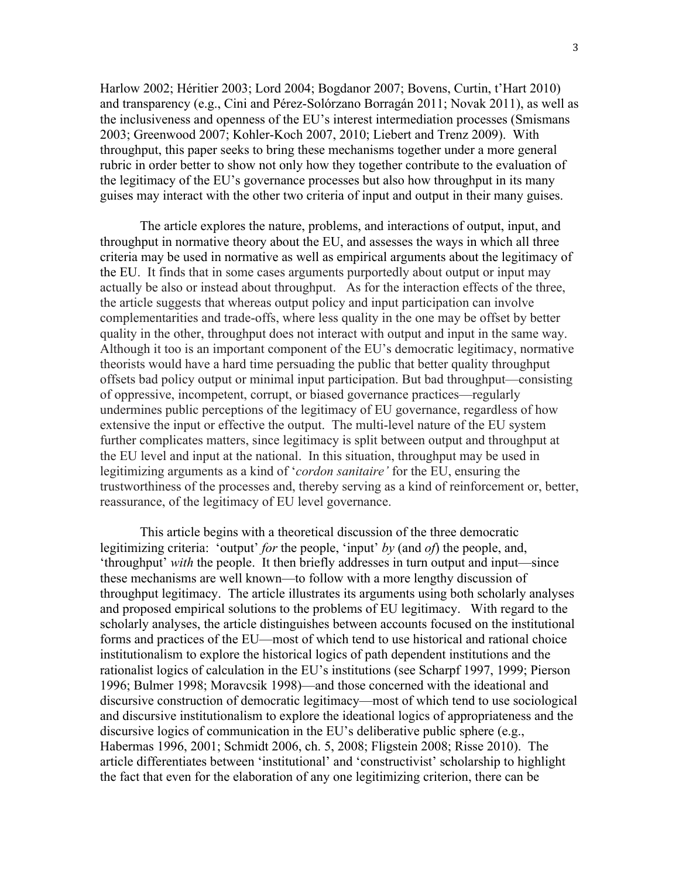Harlow 2002; Héritier 2003; Lord 2004; Bogdanor 2007; Bovens, Curtin, t'Hart 2010) and transparency (e.g., Cini and Pérez-Solórzano Borragán 2011; Novak 2011), as well as the inclusiveness and openness of the EU's interest intermediation processes (Smismans 2003; Greenwood 2007; Kohler-Koch 2007, 2010; Liebert and Trenz 2009). With throughput, this paper seeks to bring these mechanisms together under a more general rubric in order better to show not only how they together contribute to the evaluation of the legitimacy of the EU's governance processes but also how throughput in its many guises may interact with the other two criteria of input and output in their many guises.

The article explores the nature, problems, and interactions of output, input, and throughput in normative theory about the EU, and assesses the ways in which all three criteria may be used in normative as well as empirical arguments about the legitimacy of the EU. It finds that in some cases arguments purportedly about output or input may actually be also or instead about throughput. As for the interaction effects of the three, the article suggests that whereas output policy and input participation can involve complementarities and trade-offs, where less quality in the one may be offset by better quality in the other, throughput does not interact with output and input in the same way. Although it too is an important component of the EU's democratic legitimacy, normative theorists would have a hard time persuading the public that better quality throughput offsets bad policy output or minimal input participation. But bad throughput—consisting of oppressive, incompetent, corrupt, or biased governance practices—regularly undermines public perceptions of the legitimacy of EU governance, regardless of how extensive the input or effective the output. The multi-level nature of the EU system further complicates matters, since legitimacy is split between output and throughput at the EU level and input at the national. In this situation, throughput may be used in legitimizing arguments as a kind of '*cordon sanitaire'* for the EU, ensuring the trustworthiness of the processes and, thereby serving as a kind of reinforcement or, better, reassurance, of the legitimacy of EU level governance.

This article begins with a theoretical discussion of the three democratic legitimizing criteria: 'output' *for* the people, 'input' *by* (and *of*) the people, and, 'throughput' *with* the people. It then briefly addresses in turn output and input—since these mechanisms are well known—to follow with a more lengthy discussion of throughput legitimacy. The article illustrates its arguments using both scholarly analyses and proposed empirical solutions to the problems of EU legitimacy. With regard to the scholarly analyses, the article distinguishes between accounts focused on the institutional forms and practices of the EU—most of which tend to use historical and rational choice institutionalism to explore the historical logics of path dependent institutions and the rationalist logics of calculation in the EU's institutions (see Scharpf 1997, 1999; Pierson 1996; Bulmer 1998; Moravcsik 1998)—and those concerned with the ideational and discursive construction of democratic legitimacy—most of which tend to use sociological and discursive institutionalism to explore the ideational logics of appropriateness and the discursive logics of communication in the EU's deliberative public sphere (e.g., Habermas 1996, 2001; Schmidt 2006, ch. 5, 2008; Fligstein 2008; Risse 2010). The article differentiates between 'institutional' and 'constructivist' scholarship to highlight the fact that even for the elaboration of any one legitimizing criterion, there can be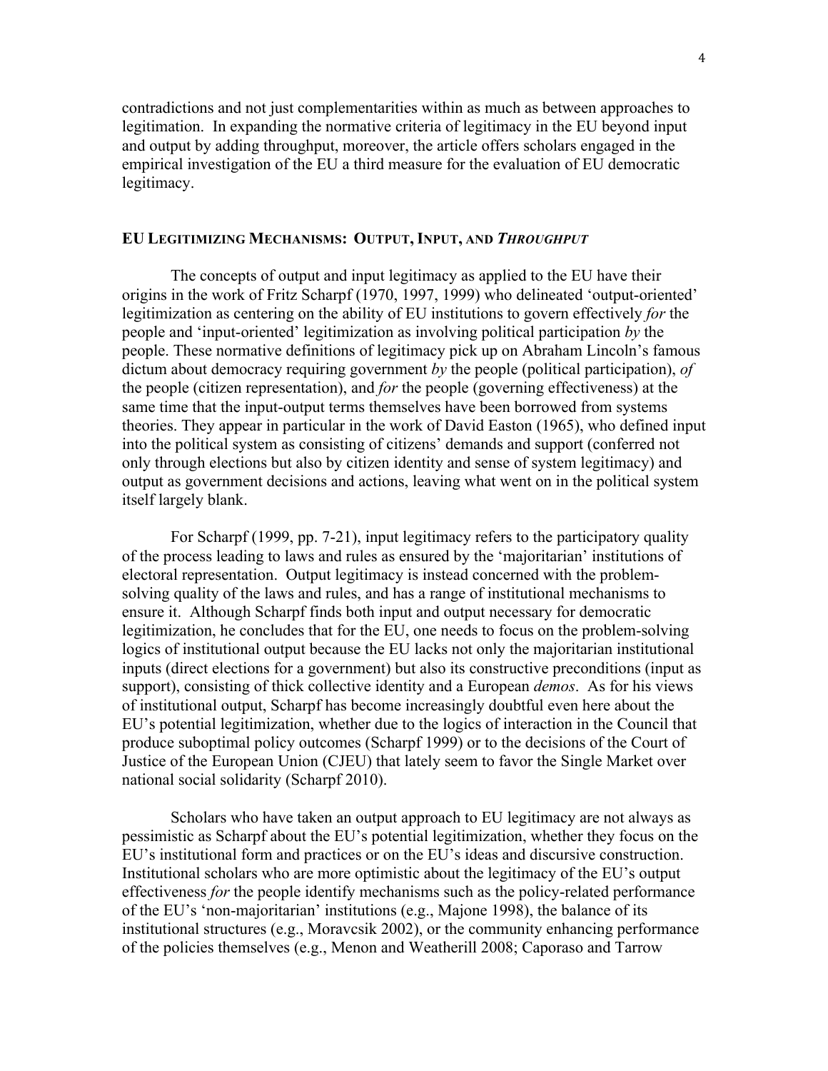contradictions and not just complementarities within as much as between approaches to legitimation. In expanding the normative criteria of legitimacy in the EU beyond input and output by adding throughput, moreover, the article offers scholars engaged in the empirical investigation of the EU a third measure for the evaluation of EU democratic legitimacy.

## EU Legitimizing Mechanisms: Output, Input, and *Throughput*

The concepts of output and input legitimacy as applied to the EU have their origins in the work of Fritz Scharpf (1970, 1997, 1999) who delineated 'output-oriented' legitimization as centering on the ability of EU institutions to govern effectively *for* the people and 'input-oriented' legitimization as involving political participation *by* the people. These normative definitions of legitimacy pick up on Abraham Lincoln's famous dictum about democracy requiring government *by* the people (political participation), *of* the people (citizen representation), and *for* the people (governing effectiveness) at the same time that the input-output terms themselves have been borrowed from systems theories. They appear in particular in the work of David Easton (1965), who defined input into the political system as consisting of citizens' demands and support (conferred not only through elections but also by citizen identity and sense of system legitimacy) and output as government decisions and actions, leaving what went on in the political system itself largely blank.

For Scharpf (1999, pp. 7-21), input legitimacy refers to the participatory quality of the process leading to laws and rules as ensured by the 'majoritarian' institutions of electoral representation. Output legitimacy is instead concerned with the problem-solving quality of the laws and rules, and has a range of institutional mechanisms to ensure it. Although Scharpf finds both input and output necessary for democratic legitimization, he concludes that for the EU, one needs to focus on the problem-solving logics of institutional output because the EU lacks not only the majoritarian institutional inputs (direct elections for a government) but also its constructive preconditions (input as support), consisting of thick collective identity and a European *demos*. As for his views of institutional output, Scharpf has become increasingly doubtful even here about the EU's potential legitimization, whether due to the logics of interaction in the Council that produce suboptimal policy outcomes (Scharpf 1999) or to the decisions of the Court of Justice of the European Union (CJEU) that lately seem to favor the Single Market over national social solidarity (Scharpf 2010).

Scholars who have taken an output approach to EU legitimacy are not always as pessimistic as Scharpf about the EU's potential legitimization, whether they focus on the EU's institutional form and practices or on the EU's ideas and discursive construction. Institutional scholars who are more optimistic about the legitimacy of the EU's output effectiveness *for* the people identify mechanisms such as the policy-related performance of the EU's 'non-majoritarian' institutions (e.g., Majone 1998), the balance of its institutional structures (e.g., Moravcsik 2002), or the community enhancing performance of the policies themselves (e.g., Menon and Weatherill 2008; Caporaso and Tarrow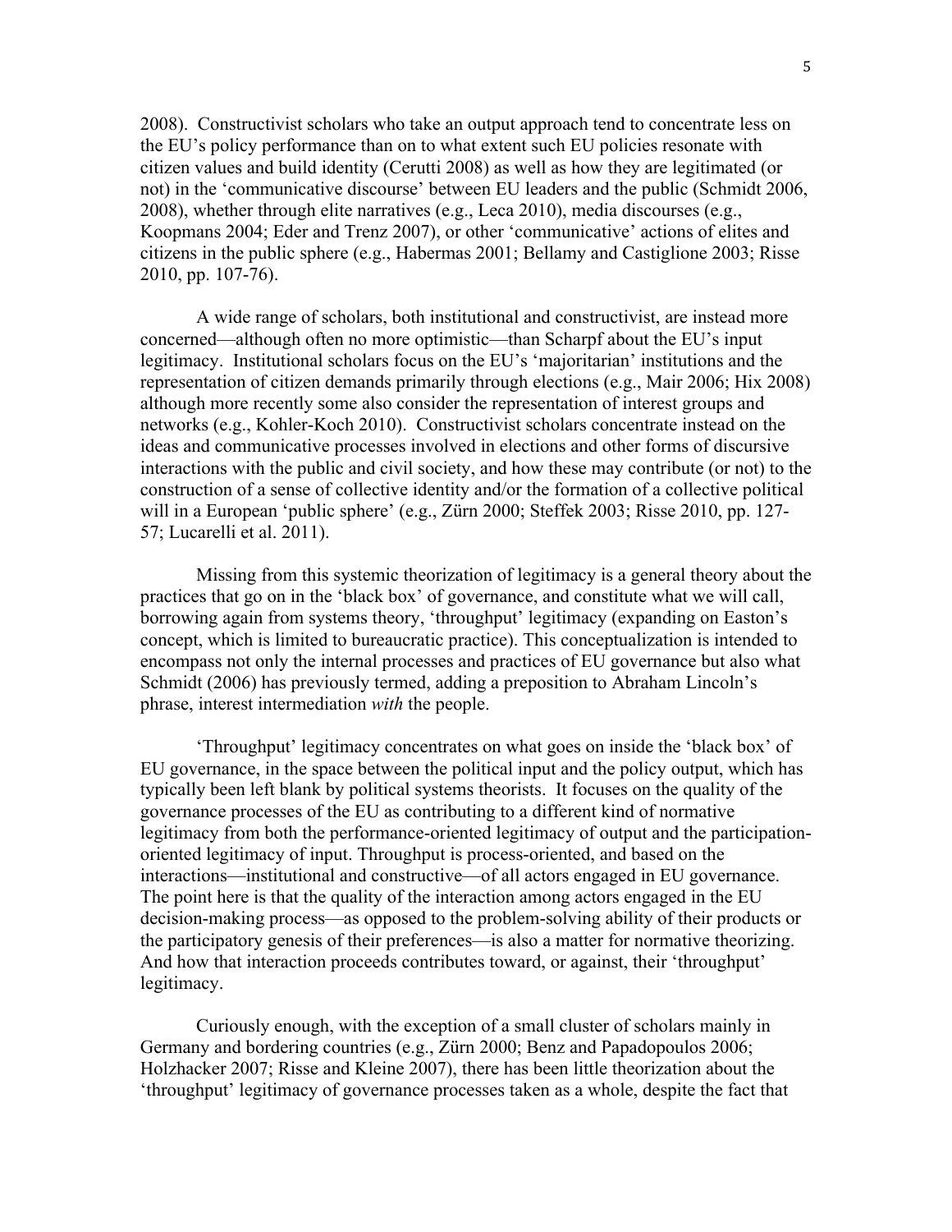2008). Constructivist scholars who take an output approach tend to concentrate less on the EU's policy performance than on to what extent such EU policies resonate with citizen values and build identity (Cerutti 2008) as well as how they are legitimated (or not) in the 'communicative discourse' between EU leaders and the public (Schmidt 2006, 2008), whether through elite narratives (e.g., Leca 2010), media discourses (e.g., Koopmans 2004; Eder and Trenz 2007), or other 'communicative' actions of elites and citizens in the public sphere (e.g., Habermas 2001; Bellamy and Castiglione 2003; Risse 2010, pp. 107-76).

A wide range of scholars, both institutional and constructivist, are instead more concerned—although often no more optimistic—than Scharpf about the EU's input legitimacy. Institutional scholars focus on the EU's 'majoritarian' institutions and the representation of citizen demands primarily through elections (e.g., Mair 2006; Hix 2008) although more recently some also consider the representation of interest groups and networks (e.g., Kohler-Koch 2010). Constructivist scholars concentrate instead on the ideas and communicative processes involved in elections and other forms of discursive interactions with the public and civil society, and how these may contribute (or not) to the construction of a sense of collective identity and/or the formation of a collective political will in a European 'public sphere' (e.g., Zürn 2000; Steffek 2003; Risse 2010, pp. 127-57; Lucarelli et al. 2011).

Missing from this systemic theorization of legitimacy is a general theory about the practices that go on in the 'black box' of governance, and constitute what we will call, borrowing again from systems theory, 'throughput' legitimacy (expanding on Easton's concept, which is limited to bureaucratic practice). This conceptualization is intended to encompass not only the internal processes and practices of EU governance but also what Schmidt (2006) has previously termed, adding a preposition to Abraham Lincoln's phrase, interest intermediation *with* the people.

'Throughput' legitimacy concentrates on what goes on inside the 'black box' of EU governance, in the space between the political input and the policy output, which has typically been left blank by political systems theorists. It focuses on the quality of the governance processes of the EU as contributing to a different kind of normative legitimacy from both the performance-oriented legitimacy of output and the participation-oriented legitimacy of input. Throughput is process-oriented, and based on the interactions—institutional and constructive—of all actors engaged in EU governance. The point here is that the quality of the interaction among actors engaged in the EU decision-making process—as opposed to the problem-solving ability of their products or the participatory genesis of their preferences—is also a matter for normative theorizing. And how that interaction proceeds contributes toward, or against, their 'throughput' legitimacy.

Curiously enough, with the exception of a small cluster of scholars mainly in Germany and bordering countries (e.g., Zürn 2000; Benz and Papadopoulos 2006; Holzhacker 2007; Risse and Kleine 2007), there has been little theorization about the 'throughput' legitimacy of governance processes taken as a whole, despite the fact that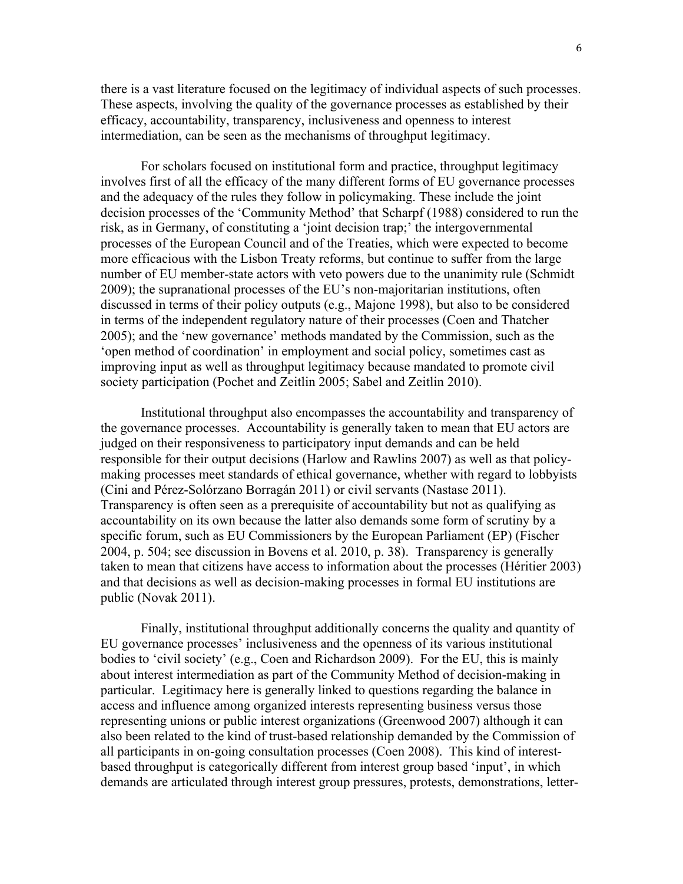there is a vast literature focused on the legitimacy of individual aspects of such processes. These aspects, involving the quality of the governance processes as established by their efficacy, accountability, transparency, inclusiveness and openness to interest intermediation, can be seen as the mechanisms of throughput legitimacy.

For scholars focused on institutional form and practice, throughput legitimacy involves first of all the efficacy of the many different forms of EU governance processes and the adequacy of the rules they follow in policymaking. These include the joint decision processes of the 'Community Method' that Scharpf (1988) considered to run the risk, as in Germany, of constituting a 'joint decision trap;' the intergovernmental processes of the European Council and of the Treaties, which were expected to become more efficacious with the Lisbon Treaty reforms, but continue to suffer from the large number of EU member-state actors with veto powers due to the unanimity rule (Schmidt 2009); the supranational processes of the EU's non-majoritarian institutions, often discussed in terms of their policy outputs (e.g., Majone 1998), but also to be considered in terms of the independent regulatory nature of their processes (Coen and Thatcher 2005); and the 'new governance' methods mandated by the Commission, such as the 'open method of coordination' in employment and social policy, sometimes cast as improving input as well as throughput legitimacy because mandated to promote civil society participation (Pochet and Zeitlin 2005; Sabel and Zeitlin 2010).

Institutional throughput also encompasses the accountability and transparency of the governance processes. Accountability is generally taken to mean that EU actors are judged on their responsiveness to participatory input demands and can be held responsible for their output decisions (Harlow and Rawlins 2007) as well as that policy-making processes meet standards of ethical governance, whether with regard to lobbyists (Cini and Pérez-Solórzano Borragán 2011) or civil servants (Nastase 2011). Transparency is often seen as a prerequisite of accountability but not as qualifying as accountability on its own because the latter also demands some form of scrutiny by a specific forum, such as EU Commissioners by the European Parliament (EP) (Fischer 2004, p. 504; see discussion in Bovens et al. 2010, p. 38). Transparency is generally taken to mean that citizens have access to information about the processes (Héritier 2003) and that decisions as well as decision-making processes in formal EU institutions are public (Novak 2011).

Finally, institutional throughput additionally concerns the quality and quantity of EU governance processes' inclusiveness and the openness of its various institutional bodies to 'civil society' (e.g., Coen and Richardson 2009). For the EU, this is mainly about interest intermediation as part of the Community Method of decision-making in particular. Legitimacy here is generally linked to questions regarding the balance in access and influence among organized interests representing business versus those representing unions or public interest organizations (Greenwood 2007) although it can also been related to the kind of trust-based relationship demanded by the Commission of all participants in on-going consultation processes (Coen 2008). This kind of interest-based throughput is categorically different from interest group based 'input', in which demands are articulated through interest group pressures, protests, demonstrations, letter-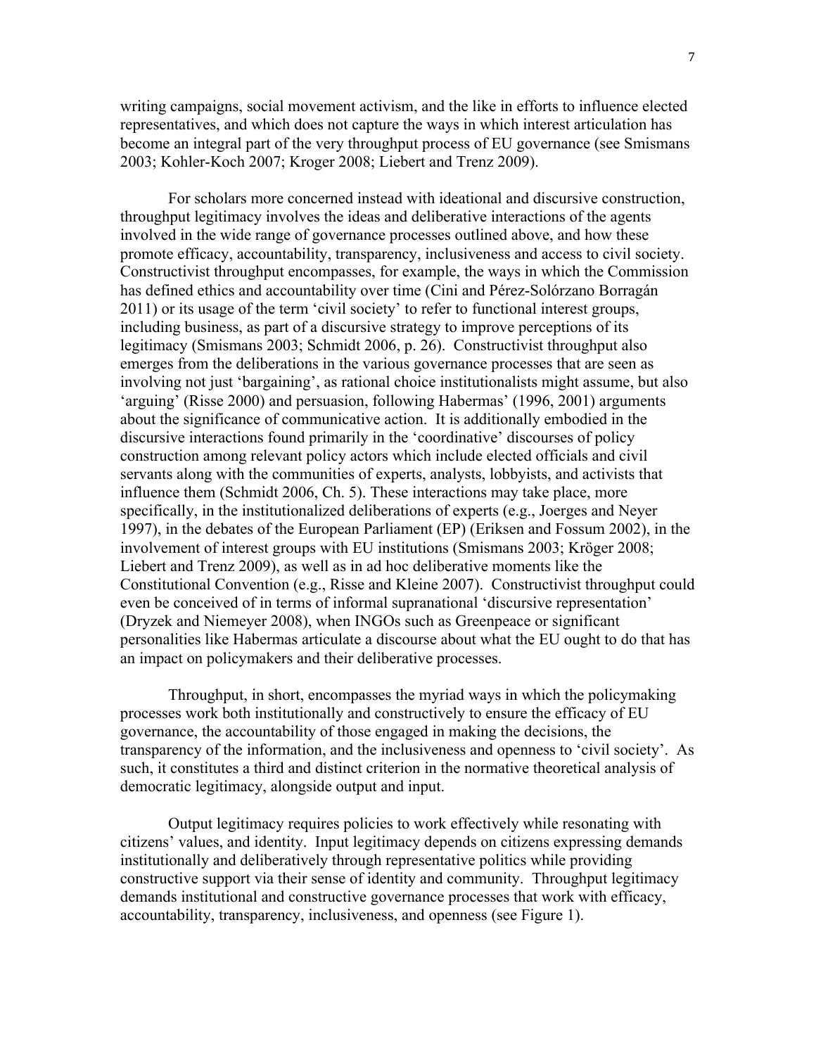writing campaigns, social movement activism, and the like in efforts to influence elected representatives, and which does not capture the ways in which interest articulation has become an integral part of the very throughput process of EU governance (see Smismans 2003; Kohler-Koch 2007; Kroger 2008; Liebert and Trenz 2009).

For scholars more concerned instead with ideational and discursive construction, throughput legitimacy involves the ideas and deliberative interactions of the agents involved in the wide range of governance processes outlined above, and how these promote efficacy, accountability, transparency, inclusiveness and access to civil society. Constructivist throughput encompasses, for example, the ways in which the Commission has defined ethics and accountability over time (Cini and Pérez-Solórzano Borragán 2011) or its usage of the term 'civil society' to refer to functional interest groups, including business, as part of a discursive strategy to improve perceptions of its legitimacy (Smismans 2003; Schmidt 2006, p. 26). Constructivist throughput also emerges from the deliberations in the various governance processes that are seen as involving not just 'bargaining', as rational choice institutionalists might assume, but also 'arguing' (Risse 2000) and persuasion, following Habermas' (1996, 2001) arguments about the significance of communicative action. It is additionally embodied in the discursive interactions found primarily in the 'coordinative' discourses of policy construction among relevant policy actors which include elected officials and civil servants along with the communities of experts, analysts, lobbyists, and activists that influence them (Schmidt 2006, Ch. 5). These interactions may take place, more specifically, in the institutionalized deliberations of experts (e.g., Joerges and Neyer 1997), in the debates of the European Parliament (EP) (Eriksen and Fossum 2002), in the involvement of interest groups with EU institutions (Smismans 2003; Kröger 2008; Liebert and Trenz 2009), as well as in ad hoc deliberative moments like the Constitutional Convention (e.g., Risse and Kleine 2007). Constructivist throughput could even be conceived of in terms of informal supranational 'discursive representation' (Dryzek and Niemeyer 2008), when INGOs such as Greenpeace or significant personalities like Habermas articulate a discourse about what the EU ought to do that has an impact on policymakers and their deliberative processes.

Throughput, in short, encompasses the myriad ways in which the policymaking processes work both institutionally and constructively to ensure the efficacy of EU governance, the accountability of those engaged in making the decisions, the transparency of the information, and the inclusiveness and openness to 'civil society'. As such, it constitutes a third and distinct criterion in the normative theoretical analysis of democratic legitimacy, alongside output and input.

Output legitimacy requires policies to work effectively while resonating with citizens' values, and identity. Input legitimacy depends on citizens expressing demands institutionally and deliberatively through representative politics while providing constructive support via their sense of identity and community. Throughput legitimacy demands institutional and constructive governance processes that work with efficacy, accountability, transparency, inclusiveness, and openness (see Figure 1).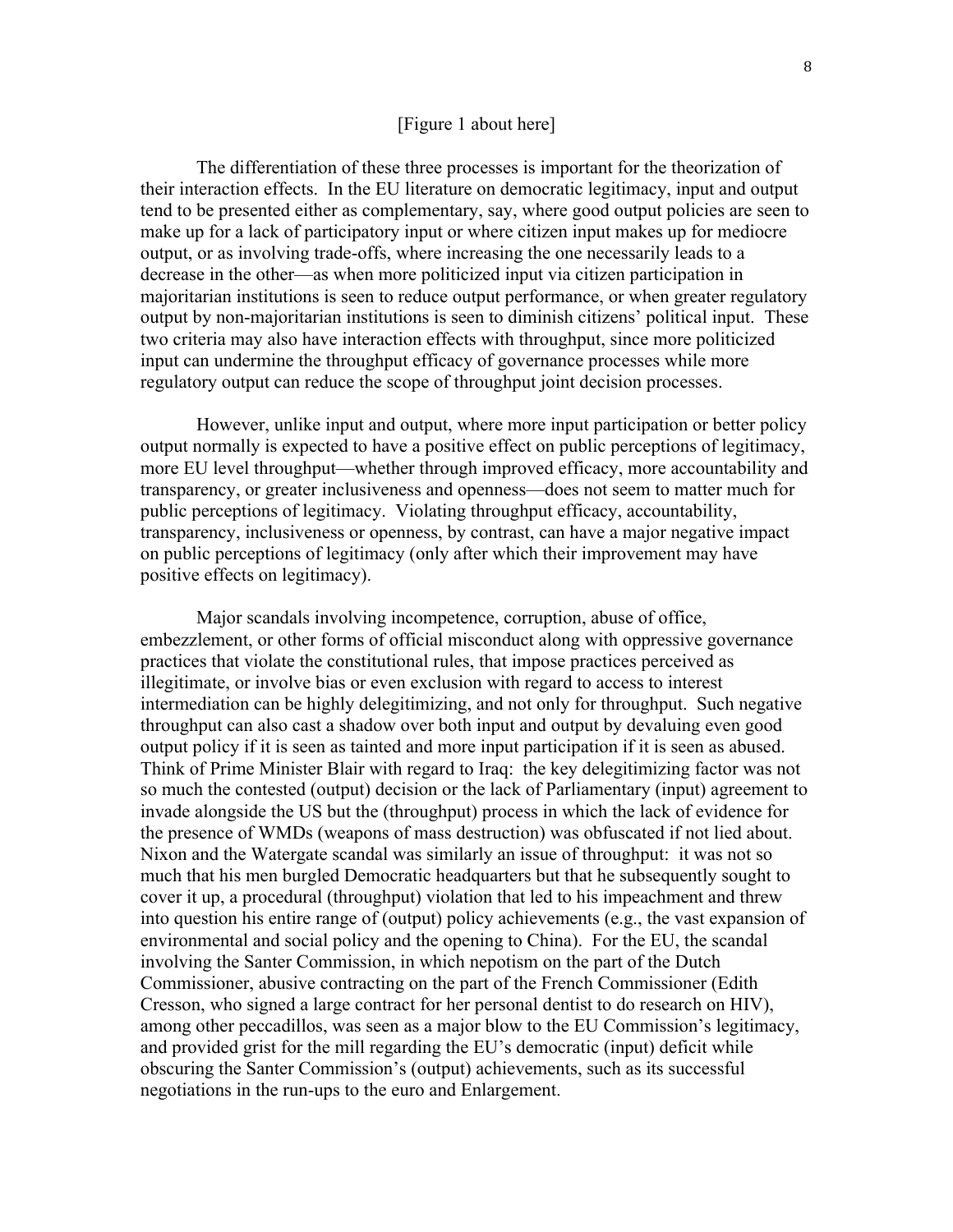[Figure 1 about here]

The differentiation of these three processes is important for the theorization of their interaction effects. In the EU literature on democratic legitimacy, input and output tend to be presented either as complementary, say, where good output policies are seen to make up for a lack of participatory input or where citizen input makes up for mediocre output, or as involving trade-offs, where increasing the one necessarily leads to a decrease in the other—as when more politicized input via citizen participation in majoritarian institutions is seen to reduce output performance, or when greater regulatory output by non-majoritarian institutions is seen to diminish citizens' political input. These two criteria may also have interaction effects with throughput, since more politicized input can undermine the throughput efficacy of governance processes while more regulatory output can reduce the scope of throughput joint decision processes.

However, unlike input and output, where more input participation or better policy output normally is expected to have a positive effect on public perceptions of legitimacy, more EU level throughput—whether through improved efficacy, more accountability and transparency, or greater inclusiveness and openness—does not seem to matter much for public perceptions of legitimacy. Violating throughput efficacy, accountability, transparency, inclusiveness or openness, by contrast, can have a major negative impact on public perceptions of legitimacy (only after which their improvement may have positive effects on legitimacy).

Major scandals involving incompetence, corruption, abuse of office, embezzlement, or other forms of official misconduct along with oppressive governance practices that violate the constitutional rules, that impose practices perceived as illegitimate, or involve bias or even exclusion with regard to access to interest intermediation can be highly delegitimizing, and not only for throughput. Such negative throughput can also cast a shadow over both input and output by devaluing even good output policy if it is seen as tainted and more input participation if it is seen as abused. Think of Prime Minister Blair with regard to Iraq: the key delegitimizing factor was not so much the contested (output) decision or the lack of Parliamentary (input) agreement to invade alongside the US but the (throughput) process in which the lack of evidence for the presence of WMDs (weapons of mass destruction) was obfuscated if not lied about. Nixon and the Watergate scandal was similarly an issue of throughput: it was not so much that his men burgled Democratic headquarters but that he subsequently sought to cover it up, a procedural (throughput) violation that led to his impeachment and threw into question his entire range of (output) policy achievements (e.g., the vast expansion of environmental and social policy and the opening to China). For the EU, the scandal involving the Santer Commission, in which nepotism on the part of the Dutch Commissioner, abusive contracting on the part of the French Commissioner (Edith Cresson, who signed a large contract for her personal dentist to do research on HIV), among other peccadillos, was seen as a major blow to the EU Commission's legitimacy, and provided grist for the mill regarding the EU's democratic (input) deficit while obscuring the Santer Commission's (output) achievements, such as its successful negotiations in the run-ups to the euro and Enlargement.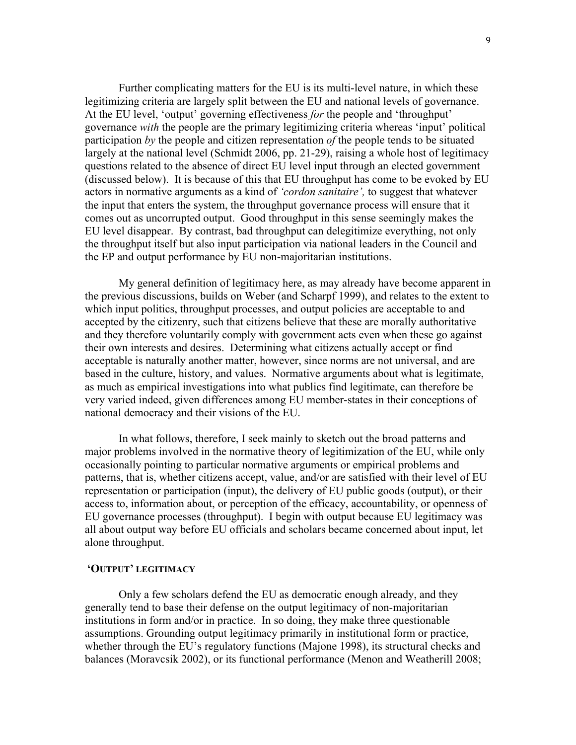Further complicating matters for the EU is its multi-level nature, in which these legitimizing criteria are largely split between the EU and national levels of governance. At the EU level, 'output' governing effectiveness *for* the people and 'throughput' governance *with* the people are the primary legitimizing criteria whereas 'input' political participation *by* the people and citizen representation *of* the people tends to be situated largely at the national level (Schmidt 2006, pp. 21-29), raising a whole host of legitimacy questions related to the absence of direct EU level input through an elected government (discussed below). It is because of this that EU throughput has come to be evoked by EU actors in normative arguments as a kind of *'cordon sanitaire',* to suggest that whatever the input that enters the system, the throughput governance process will ensure that it comes out as uncorrupted output. Good throughput in this sense seemingly makes the EU level disappear. By contrast, bad throughput can delegitimize everything, not only the throughput itself but also input participation via national leaders in the Council and the EP and output performance by EU non-majoritarian institutions.

My general definition of legitimacy here, as may already have become apparent in the previous discussions, builds on Weber (and Scharpf 1999), and relates to the extent to which input politics, throughput processes, and output policies are acceptable to and accepted by the citizenry, such that citizens believe that these are morally authoritative and they therefore voluntarily comply with government acts even when these go against their own interests and desires. Determining what citizens actually accept or find acceptable is naturally another matter, however, since norms are not universal, and are based in the culture, history, and values. Normative arguments about what is legitimate, as much as empirical investigations into what publics find legitimate, can therefore be very varied indeed, given differences among EU member-states in their conceptions of national democracy and their visions of the EU.

In what follows, therefore, I seek mainly to sketch out the broad patterns and major problems involved in the normative theory of legitimization of the EU, while only occasionally pointing to particular normative arguments or empirical problems and patterns, that is, whether citizens accept, value, and/or are satisfied with their level of EU representation or participation (input), the delivery of EU public goods (output), or their access to, information about, or perception of the efficacy, accountability, or openness of EU governance processes (throughput). I begin with output because EU legitimacy was all about output way before EU officials and scholars became concerned about input, let alone throughput.

## 'OUTPUT' LEGITIMACY

Only a few scholars defend the EU as democratic enough already, and they generally tend to base their defense on the output legitimacy of non-majoritarian institutions in form and/or in practice. In so doing, they make three questionable assumptions. Grounding output legitimacy primarily in institutional form or practice, whether through the EU's regulatory functions (Majone 1998), its structural checks and balances (Moravcsik 2002), or its functional performance (Menon and Weatherill 2008;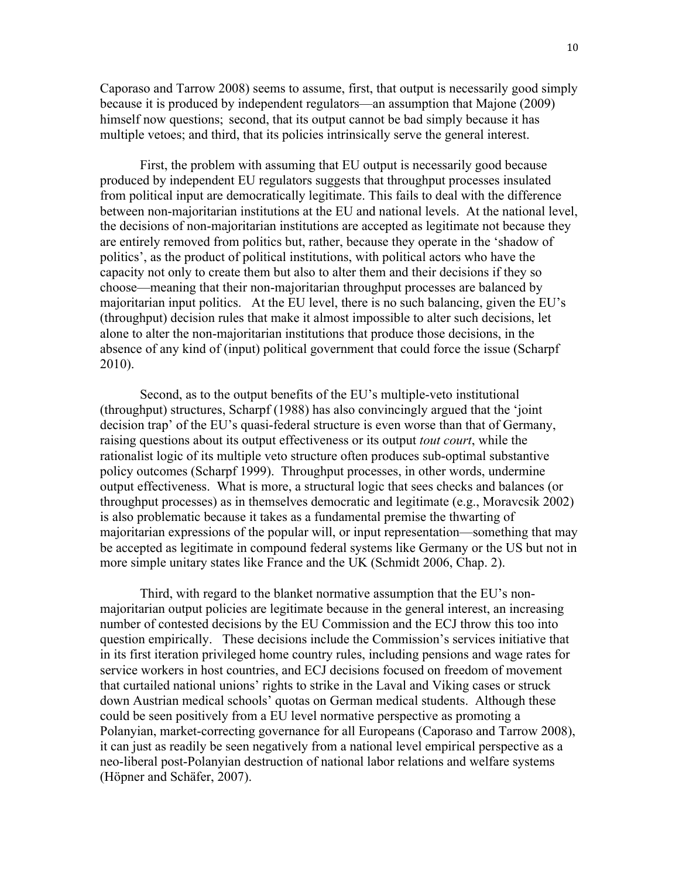Caporaso and Tarrow 2008) seems to assume, first, that output is necessarily good simply because it is produced by independent regulators—an assumption that Majone (2009) himself now questions; second, that its output cannot be bad simply because it has multiple vetoes; and third, that its policies intrinsically serve the general interest.

First, the problem with assuming that EU output is necessarily good because produced by independent EU regulators suggests that throughput processes insulated from political input are democratically legitimate. This fails to deal with the difference between non-majoritarian institutions at the EU and national levels. At the national level, the decisions of non-majoritarian institutions are accepted as legitimate not because they are entirely removed from politics but, rather, because they operate in the 'shadow of politics', as the product of political institutions, with political actors who have the capacity not only to create them but also to alter them and their decisions if they so choose—meaning that their non-majoritarian throughput processes are balanced by majoritarian input politics. At the EU level, there is no such balancing, given the EU's (throughput) decision rules that make it almost impossible to alter such decisions, let alone to alter the non-majoritarian institutions that produce those decisions, in the absence of any kind of (input) political government that could force the issue (Scharpf 2010).

Second, as to the output benefits of the EU's multiple-veto institutional (throughput) structures, Scharpf (1988) has also convincingly argued that the 'joint decision trap' of the EU's quasi-federal structure is even worse than that of Germany, raising questions about its output effectiveness or its output *tout court*, while the rationalist logic of its multiple veto structure often produces sub-optimal substantive policy outcomes (Scharpf 1999). Throughput processes, in other words, undermine output effectiveness. What is more, a structural logic that sees checks and balances (or throughput processes) as in themselves democratic and legitimate (e.g., Moravcsik 2002) is also problematic because it takes as a fundamental premise the thwarting of majoritarian expressions of the popular will, or input representation—something that may be accepted as legitimate in compound federal systems like Germany or the US but not in more simple unitary states like France and the UK (Schmidt 2006, Chap. 2).

Third, with regard to the blanket normative assumption that the EU's non-majoritarian output policies are legitimate because in the general interest, an increasing number of contested decisions by the EU Commission and the ECJ throw this too into question empirically. These decisions include the Commission's services initiative that in its first iteration privileged home country rules, including pensions and wage rates for service workers in host countries, and ECJ decisions focused on freedom of movement that curtailed national unions' rights to strike in the Laval and Viking cases or struck down Austrian medical schools' quotas on German medical students. Although these could be seen positively from a EU level normative perspective as promoting a Polanyian, market-correcting governance for all Europeans (Caporaso and Tarrow 2008), it can just as readily be seen negatively from a national level empirical perspective as a neo-liberal post-Polanyian destruction of national labor relations and welfare systems (Höpner and Schäfer, 2007).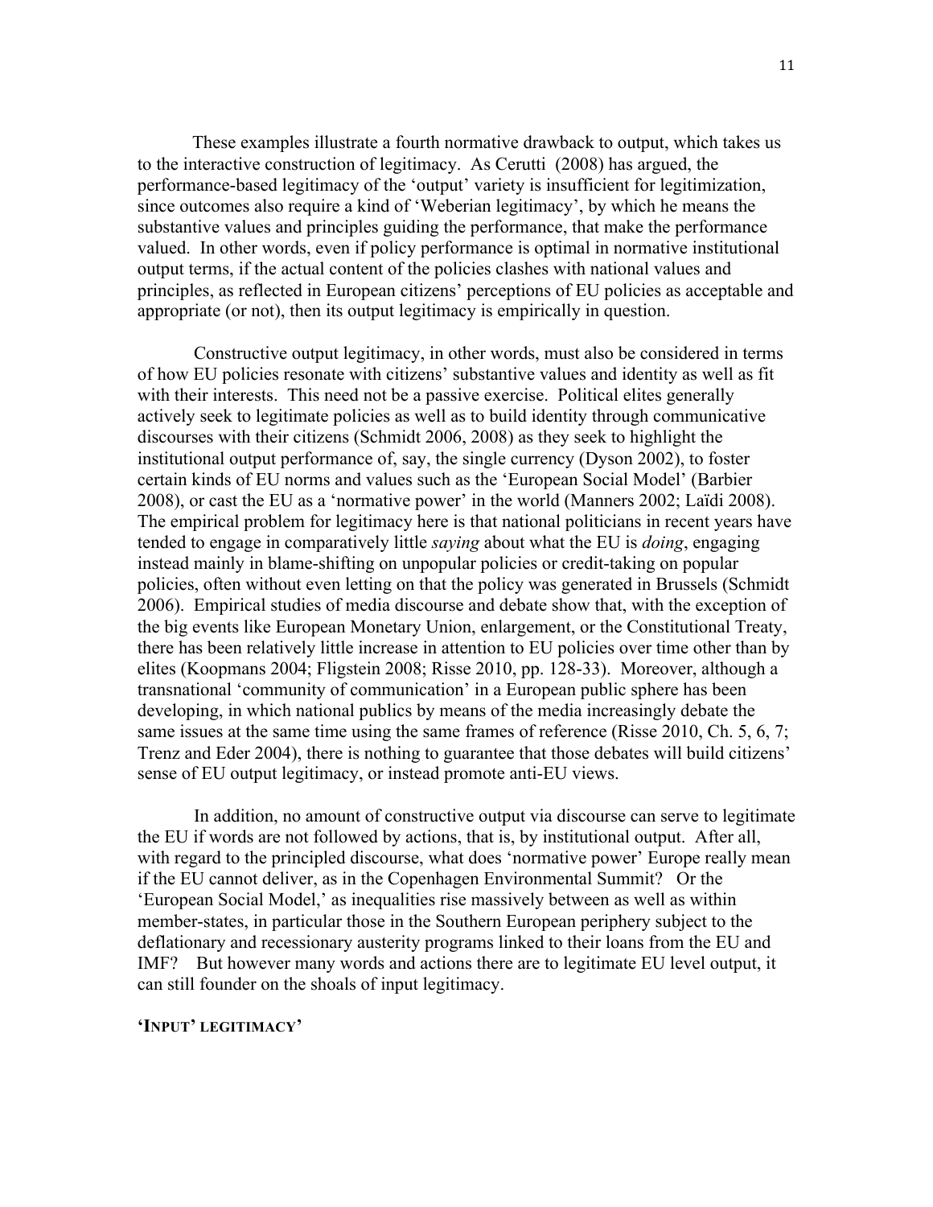These examples illustrate a fourth normative drawback to output, which takes us to the interactive construction of legitimacy. As Cerutti (2008) has argued, the performance-based legitimacy of the 'output' variety is insufficient for legitimization, since outcomes also require a kind of 'Weberian legitimacy', by which he means the substantive values and principles guiding the performance, that make the performance valued. In other words, even if policy performance is optimal in normative institutional output terms, if the actual content of the policies clashes with national values and principles, as reflected in European citizens' perceptions of EU policies as acceptable and appropriate (or not), then its output legitimacy is empirically in question.

Constructive output legitimacy, in other words, must also be considered in terms of how EU policies resonate with citizens' substantive values and identity as well as fit with their interests. This need not be a passive exercise. Political elites generally actively seek to legitimate policies as well as to build identity through communicative discourses with their citizens (Schmidt 2006, 2008) as they seek to highlight the institutional output performance of, say, the single currency (Dyson 2002), to foster certain kinds of EU norms and values such as the 'European Social Model' (Barbier 2008), or cast the EU as a 'normative power' in the world (Manners 2002; Laïdi 2008). The empirical problem for legitimacy here is that national politicians in recent years have tended to engage in comparatively little *saying* about what the EU is *doing*, engaging instead mainly in blame-shifting on unpopular policies or credit-taking on popular policies, often without even letting on that the policy was generated in Brussels (Schmidt 2006). Empirical studies of media discourse and debate show that, with the exception of the big events like European Monetary Union, enlargement, or the Constitutional Treaty, there has been relatively little increase in attention to EU policies over time other than by elites (Koopmans 2004; Fligstein 2008; Risse 2010, pp. 128-33). Moreover, although a transnational 'community of communication' in a European public sphere has been developing, in which national publics by means of the media increasingly debate the same issues at the same time using the same frames of reference (Risse 2010, Ch. 5, 6, 7; Trenz and Eder 2004), there is nothing to guarantee that those debates will build citizens' sense of EU output legitimacy, or instead promote anti-EU views.

In addition, no amount of constructive output via discourse can serve to legitimate the EU if words are not followed by actions, that is, by institutional output. After all, with regard to the principled discourse, what does 'normative power' Europe really mean if the EU cannot deliver, as in the Copenhagen Environmental Summit? Or the 'European Social Model,' as inequalities rise massively between as well as within member-states, in particular those in the Southern European periphery subject to the deflationary and recessionary austerity programs linked to their loans from the EU and IMF? But however many words and actions there are to legitimate EU level output, it can still founder on the shoals of input legitimacy.

## 'INPUT' LEGITIMACY'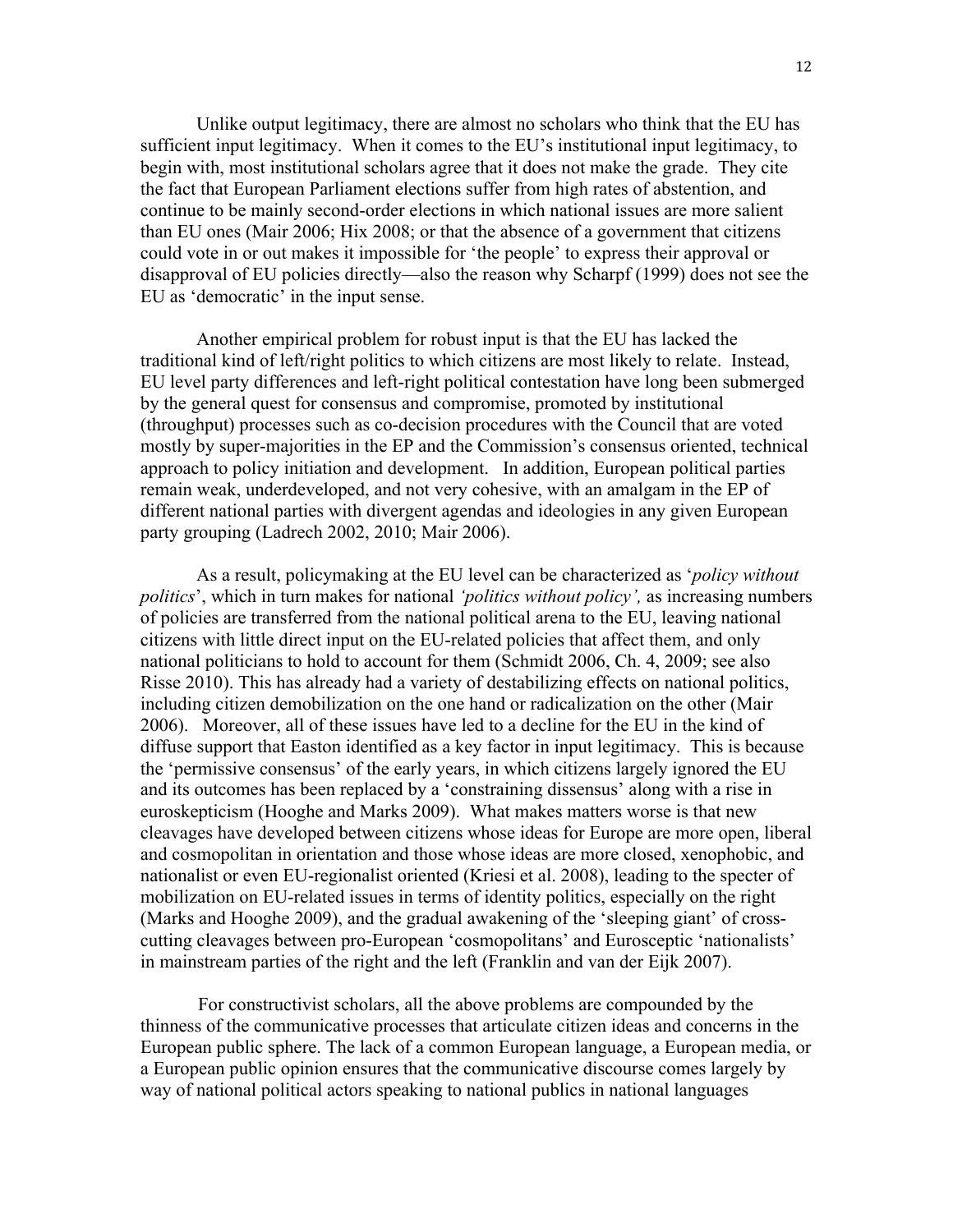Unlike output legitimacy, there are almost no scholars who think that the EU has sufficient input legitimacy. When it comes to the EU's institutional input legitimacy, to begin with, most institutional scholars agree that it does not make the grade. They cite the fact that European Parliament elections suffer from high rates of abstention, and continue to be mainly second-order elections in which national issues are more salient than EU ones (Mair 2006; Hix 2008; or that the absence of a government that citizens could vote in or out makes it impossible for 'the people' to express their approval or disapproval of EU policies directly—also the reason why Scharpf (1999) does not see the EU as 'democratic' in the input sense.

Another empirical problem for robust input is that the EU has lacked the traditional kind of left/right politics to which citizens are most likely to relate. Instead, EU level party differences and left-right political contestation have long been submerged by the general quest for consensus and compromise, promoted by institutional (throughput) processes such as co-decision procedures with the Council that are voted mostly by super-majorities in the EP and the Commission's consensus oriented, technical approach to policy initiation and development. In addition, European political parties remain weak, underdeveloped, and not very cohesive, with an amalgam in the EP of different national parties with divergent agendas and ideologies in any given European party grouping (Ladrech 2002, 2010; Mair 2006).

As a result, policymaking at the EU level can be characterized as '*policy without politics*', which in turn makes for national *'politics without policy',* as increasing numbers of policies are transferred from the national political arena to the EU, leaving national citizens with little direct input on the EU-related policies that affect them, and only national politicians to hold to account for them (Schmidt 2006, Ch. 4, 2009; see also Risse 2010). This has already had a variety of destabilizing effects on national politics, including citizen demobilization on the one hand or radicalization on the other (Mair 2006). Moreover, all of these issues have led to a decline for the EU in the kind of diffuse support that Easton identified as a key factor in input legitimacy. This is because the 'permissive consensus' of the early years, in which citizens largely ignored the EU and its outcomes has been replaced by a 'constraining dissensus' along with a rise in euroskepticism (Hooghe and Marks 2009). What makes matters worse is that new cleavages have developed between citizens whose ideas for Europe are more open, liberal and cosmopolitan in orientation and those whose ideas are more closed, xenophobic, and nationalist or even EU-regionalist oriented (Kriesi et al. 2008), leading to the specter of mobilization on EU-related issues in terms of identity politics, especially on the right (Marks and Hooghe 2009), and the gradual awakening of the 'sleeping giant' of cross-cutting cleavages between pro-European 'cosmopolitans' and Eurosceptic 'nationalists' in mainstream parties of the right and the left (Franklin and van der Eijk 2007).

For constructivist scholars, all the above problems are compounded by the thinness of the communicative processes that articulate citizen ideas and concerns in the European public sphere. The lack of a common European language, a European media, or a European public opinion ensures that the communicative discourse comes largely by way of national political actors speaking to national publics in national languages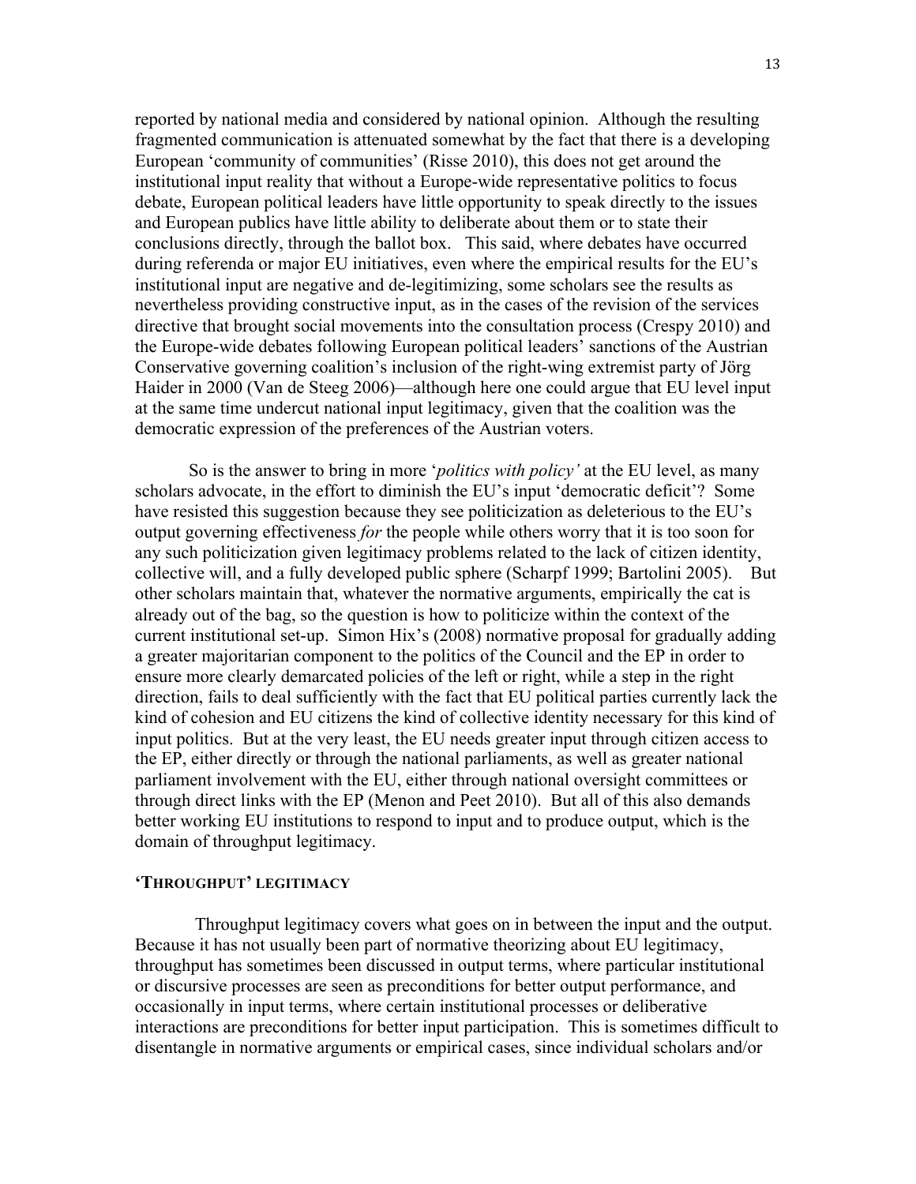reported by national media and considered by national opinion. Although the resulting fragmented communication is attenuated somewhat by the fact that there is a developing European 'community of communities' (Risse 2010), this does not get around the institutional input reality that without a Europe-wide representative politics to focus debate, European political leaders have little opportunity to speak directly to the issues and European publics have little ability to deliberate about them or to state their conclusions directly, through the ballot box. This said, where debates have occurred during referenda or major EU initiatives, even where the empirical results for the EU's institutional input are negative and de-legitimizing, some scholars see the results as nevertheless providing constructive input, as in the cases of the revision of the services directive that brought social movements into the consultation process (Crespy 2010) and the Europe-wide debates following European political leaders' sanctions of the Austrian Conservative governing coalition's inclusion of the right-wing extremist party of Jörg Haider in 2000 (Van de Steeg 2006)—although here one could argue that EU level input at the same time undercut national input legitimacy, given that the coalition was the democratic expression of the preferences of the Austrian voters.

So is the answer to bring in more '*politics with policy'* at the EU level, as many scholars advocate, in the effort to diminish the EU's input 'democratic deficit'? Some have resisted this suggestion because they see politicization as deleterious to the EU's output governing effectiveness *for* the people while others worry that it is too soon for any such politicization given legitimacy problems related to the lack of citizen identity, collective will, and a fully developed public sphere (Scharpf 1999; Bartolini 2005). But other scholars maintain that, whatever the normative arguments, empirically the cat is already out of the bag, so the question is how to politicize within the context of the current institutional set-up. Simon Hix's (2008) normative proposal for gradually adding a greater majoritarian component to the politics of the Council and the EP in order to ensure more clearly demarcated policies of the left or right, while a step in the right direction, fails to deal sufficiently with the fact that EU political parties currently lack the kind of cohesion and EU citizens the kind of collective identity necessary for this kind of input politics. But at the very least, the EU needs greater input through citizen access to the EP, either directly or through the national parliaments, as well as greater national parliament involvement with the EU, either through national oversight committees or through direct links with the EP (Menon and Peet 2010). But all of this also demands better working EU institutions to respond to input and to produce output, which is the domain of throughput legitimacy.

#### 'THROUGHPUT' LEGITIMACY

Throughput legitimacy covers what goes on in between the input and the output. Because it has not usually been part of normative theorizing about EU legitimacy, throughput has sometimes been discussed in output terms, where particular institutional or discursive processes are seen as preconditions for better output performance, and occasionally in input terms, where certain institutional processes or deliberative interactions are preconditions for better input participation. This is sometimes difficult to disentangle in normative arguments or empirical cases, since individual scholars and/or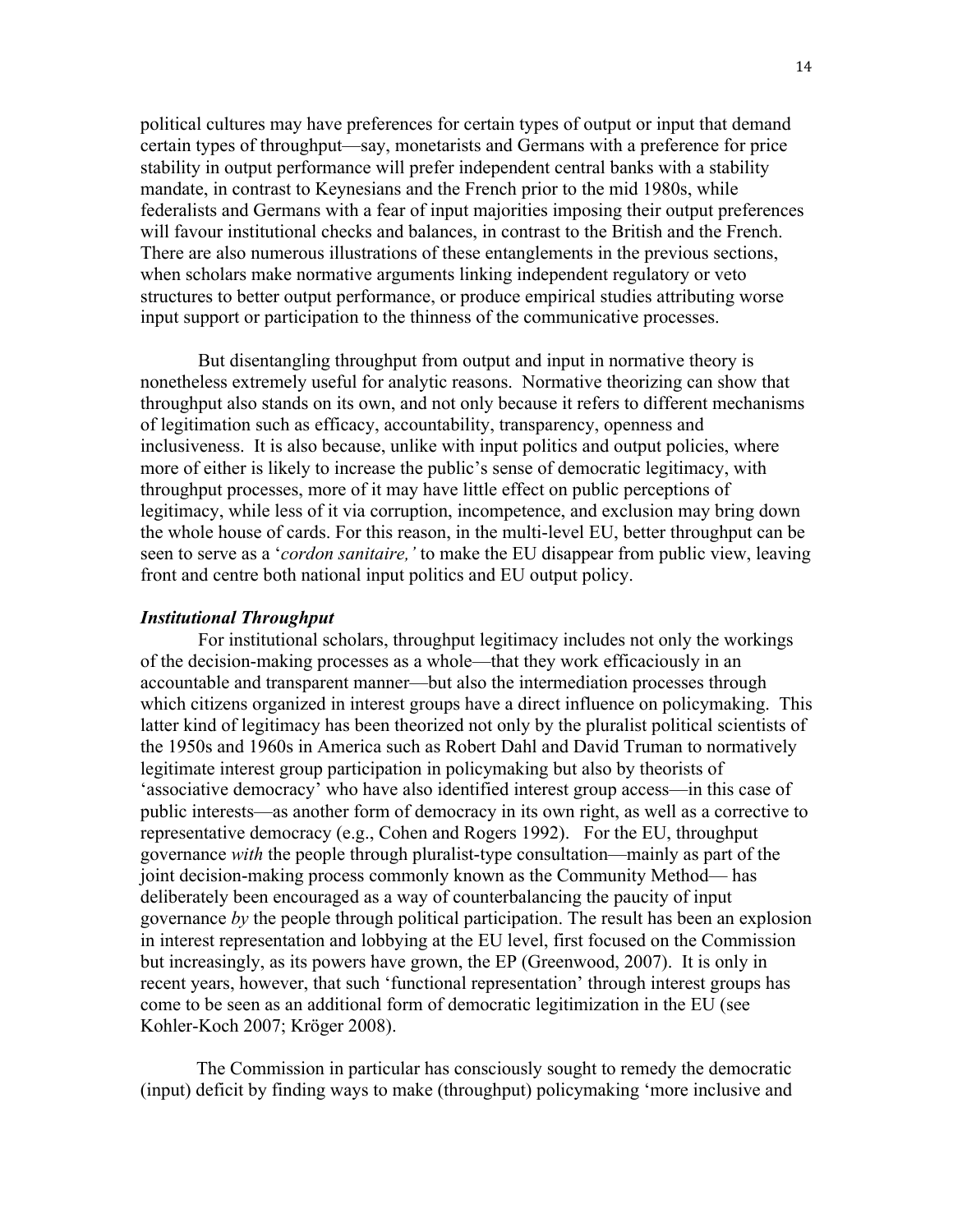political cultures may have preferences for certain types of output or input that demand certain types of throughput—say, monetarists and Germans with a preference for price stability in output performance will prefer independent central banks with a stability mandate, in contrast to Keynesians and the French prior to the mid 1980s, while federalists and Germans with a fear of input majorities imposing their output preferences will favour institutional checks and balances, in contrast to the British and the French. There are also numerous illustrations of these entanglements in the previous sections, when scholars make normative arguments linking independent regulatory or veto structures to better output performance, or produce empirical studies attributing worse input support or participation to the thinness of the communicative processes.

But disentangling throughput from output and input in normative theory is nonetheless extremely useful for analytic reasons. Normative theorizing can show that throughput also stands on its own, and not only because it refers to different mechanisms of legitimation such as efficacy, accountability, transparency, openness and inclusiveness. It is also because, unlike with input politics and output policies, where more of either is likely to increase the public's sense of democratic legitimacy, with throughput processes, more of it may have little effect on public perceptions of legitimacy, while less of it via corruption, incompetence, and exclusion may bring down the whole house of cards. For this reason, in the multi-level EU, better throughput can be seen to serve as a '*cordon sanitaire,*' to make the EU disappear from public view, leaving front and centre both national input politics and EU output policy.

### *Institutional Throughput*

For institutional scholars, throughput legitimacy includes not only the workings of the decision-making processes as a whole—that they work efficaciously in an accountable and transparent manner—but also the intermediation processes through which citizens organized in interest groups have a direct influence on policymaking. This latter kind of legitimacy has been theorized not only by the pluralist political scientists of the 1950s and 1960s in America such as Robert Dahl and David Truman to normatively legitimate interest group participation in policymaking but also by theorists of 'associative democracy' who have also identified interest group access—in this case of public interests—as another form of democracy in its own right, as well as a corrective to representative democracy (e.g., Cohen and Rogers 1992). For the EU, throughput governance *with* the people through pluralist-type consultation—mainly as part of the joint decision-making process commonly known as the Community Method— has deliberately been encouraged as a way of counterbalancing the paucity of input governance *by* the people through political participation. The result has been an explosion in interest representation and lobbying at the EU level, first focused on the Commission but increasingly, as its powers have grown, the EP (Greenwood, 2007). It is only in recent years, however, that such 'functional representation' through interest groups has come to be seen as an additional form of democratic legitimization in the EU (see Kohler-Koch 2007; Kröger 2008).

The Commission in particular has consciously sought to remedy the democratic (input) deficit by finding ways to make (throughput) policymaking 'more inclusive and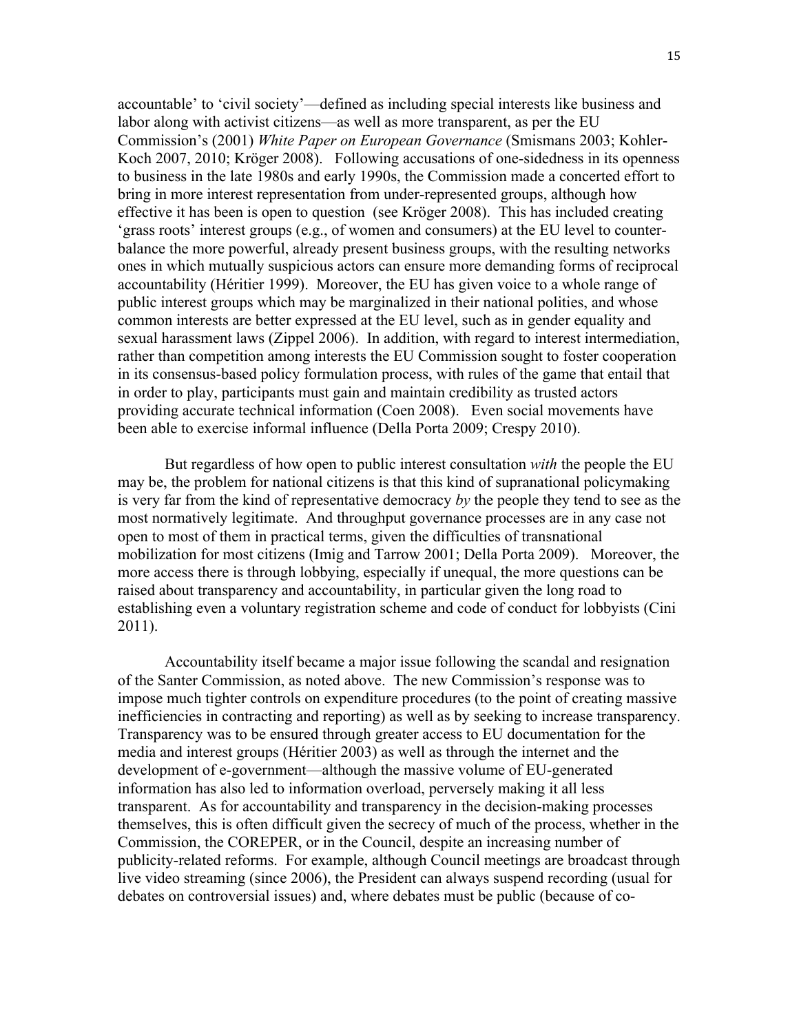accountable' to 'civil society'—defined as including special interests like business and labor along with activist citizens—as well as more transparent, as per the EU Commission's (2001) *White Paper on European Governance* (Smismans 2003; Kohler-Koch 2007, 2010; Kröger 2008). Following accusations of one-sidedness in its openness to business in the late 1980s and early 1990s, the Commission made a concerted effort to bring in more interest representation from under-represented groups, although how effective it has been is open to question (see Kröger 2008). This has included creating 'grass roots' interest groups (e.g., of women and consumers) at the EU level to counter-balance the more powerful, already present business groups, with the resulting networks ones in which mutually suspicious actors can ensure more demanding forms of reciprocal accountability (Héritier 1999). Moreover, the EU has given voice to a whole range of public interest groups which may be marginalized in their national polities, and whose common interests are better expressed at the EU level, such as in gender equality and sexual harassment laws (Zippel 2006). In addition, with regard to interest intermediation, rather than competition among interests the EU Commission sought to foster cooperation in its consensus-based policy formulation process, with rules of the game that entail that in order to play, participants must gain and maintain credibility as trusted actors providing accurate technical information (Coen 2008). Even social movements have been able to exercise informal influence (Della Porta 2009; Crespy 2010).

But regardless of how open to public interest consultation *with* the people the EU may be, the problem for national citizens is that this kind of supranational policymaking is very far from the kind of representative democracy *by* the people they tend to see as the most normatively legitimate. And throughput governance processes are in any case not open to most of them in practical terms, given the difficulties of transnational mobilization for most citizens (Imig and Tarrow 2001; Della Porta 2009). Moreover, the more access there is through lobbying, especially if unequal, the more questions can be raised about transparency and accountability, in particular given the long road to establishing even a voluntary registration scheme and code of conduct for lobbyists (Cini 2011).

Accountability itself became a major issue following the scandal and resignation of the Santer Commission, as noted above. The new Commission's response was to impose much tighter controls on expenditure procedures (to the point of creating massive inefficiencies in contracting and reporting) as well as by seeking to increase transparency. Transparency was to be ensured through greater access to EU documentation for the media and interest groups (Héritier 2003) as well as through the internet and the development of e-government—although the massive volume of EU-generated information has also led to information overload, perversely making it all less transparent. As for accountability and transparency in the decision-making processes themselves, this is often difficult given the secrecy of much of the process, whether in the Commission, the COREPER, or in the Council, despite an increasing number of publicity-related reforms. For example, although Council meetings are broadcast through live video streaming (since 2006), the President can always suspend recording (usual for debates on controversial issues) and, where debates must be public (because of co-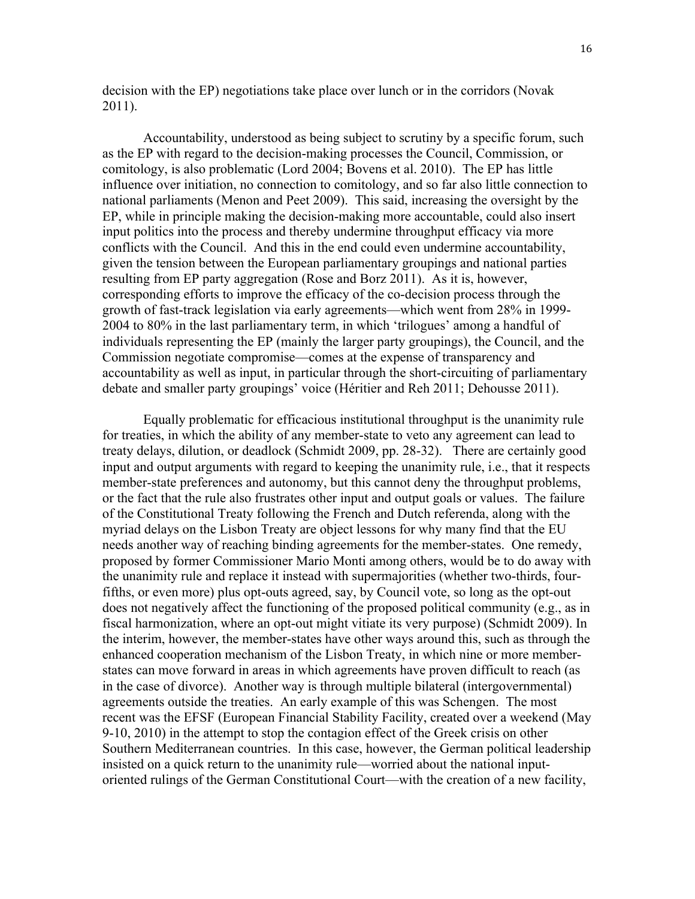decision with the EP) negotiations take place over lunch or in the corridors (Novak 2011).

Accountability, understood as being subject to scrutiny by a specific forum, such as the EP with regard to the decision-making processes the Council, Commission, or comitology, is also problematic (Lord 2004; Bovens et al. 2010). The EP has little influence over initiation, no connection to comitology, and so far also little connection to national parliaments (Menon and Peet 2009). This said, increasing the oversight by the EP, while in principle making the decision-making more accountable, could also insert input politics into the process and thereby undermine throughput efficacy via more conflicts with the Council. And this in the end could even undermine accountability, given the tension between the European parliamentary groupings and national parties resulting from EP party aggregation (Rose and Borz 2011). As it is, however, corresponding efforts to improve the efficacy of the co-decision process through the growth of fast-track legislation via early agreements—which went from 28% in 1999-2004 to 80% in the last parliamentary term, in which 'trilogues' among a handful of individuals representing the EP (mainly the larger party groupings), the Council, and the Commission negotiate compromise—comes at the expense of transparency and accountability as well as input, in particular through the short-circuiting of parliamentary debate and smaller party groupings' voice (Héritier and Reh 2011; Dehousse 2011).

Equally problematic for efficacious institutional throughput is the unanimity rule for treaties, in which the ability of any member-state to veto any agreement can lead to treaty delays, dilution, or deadlock (Schmidt 2009, pp. 28-32). There are certainly good input and output arguments with regard to keeping the unanimity rule, i.e., that it respects member-state preferences and autonomy, but this cannot deny the throughput problems, or the fact that the rule also frustrates other input and output goals or values. The failure of the Constitutional Treaty following the French and Dutch referenda, along with the myriad delays on the Lisbon Treaty are object lessons for why many find that the EU needs another way of reaching binding agreements for the member-states. One remedy, proposed by former Commissioner Mario Monti among others, would be to do away with the unanimity rule and replace it instead with supermajorities (whether two-thirds, four-fifths, or even more) plus opt-outs agreed, say, by Council vote, so long as the opt-out does not negatively affect the functioning of the proposed political community (e.g., as in fiscal harmonization, where an opt-out might vitiate its very purpose) (Schmidt 2009). In the interim, however, the member-states have other ways around this, such as through the enhanced cooperation mechanism of the Lisbon Treaty, in which nine or more member-states can move forward in areas in which agreements have proven difficult to reach (as in the case of divorce). Another way is through multiple bilateral (intergovernmental) agreements outside the treaties. An early example of this was Schengen. The most recent was the EFSF (European Financial Stability Facility, created over a weekend (May 9-10, 2010) in the attempt to stop the contagion effect of the Greek crisis on other Southern Mediterranean countries. In this case, however, the German political leadership insisted on a quick return to the unanimity rule—worried about the national input-oriented rulings of the German Constitutional Court—with the creation of a new facility,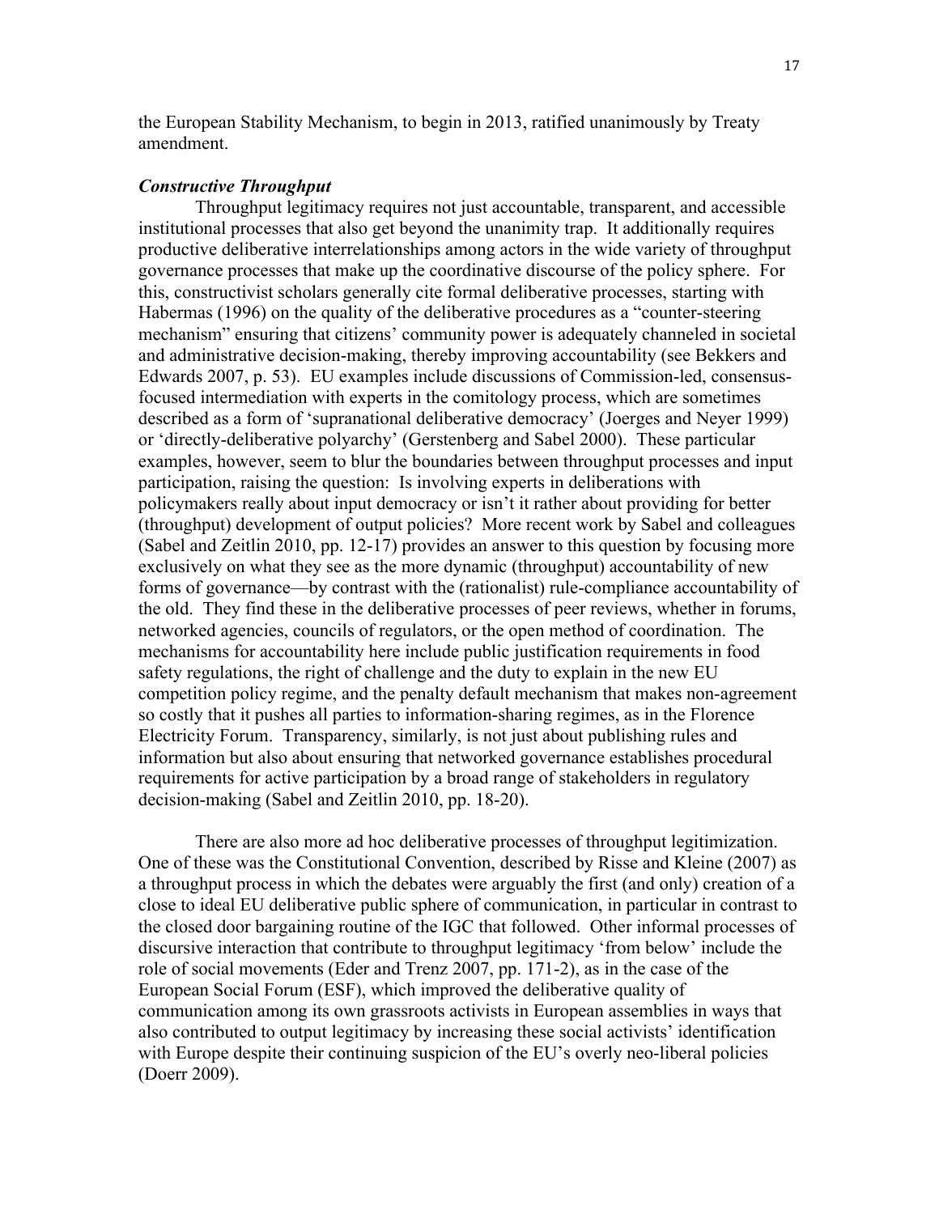the European Stability Mechanism, to begin in 2013, ratified unanimously by Treaty amendment.

***Constructive Throughput***

Throughput legitimacy requires not just accountable, transparent, and accessible institutional processes that also get beyond the unanimity trap. It additionally requires productive deliberative interrelationships among actors in the wide variety of throughput governance processes that make up the coordinative discourse of the policy sphere. For this, constructivist scholars generally cite formal deliberative processes, starting with Habermas (1996) on the quality of the deliberative procedures as a "counter-steering mechanism" ensuring that citizens' community power is adequately channeled in societal and administrative decision-making, thereby improving accountability (see Bekkers and Edwards 2007, p. 53). EU examples include discussions of Commission-led, consensus-focused intermediation with experts in the comitology process, which are sometimes described as a form of 'supranational deliberative democracy' (Joerges and Neyer 1999) or 'directly-deliberative polyarchy' (Gerstenberg and Sabel 2000). These particular examples, however, seem to blur the boundaries between throughput processes and input participation, raising the question: Is involving experts in deliberations with policymakers really about input democracy or isn't it rather about providing for better (throughput) development of output policies? More recent work by Sabel and colleagues (Sabel and Zeitlin 2010, pp. 12-17) provides an answer to this question by focusing more exclusively on what they see as the more dynamic (throughput) accountability of new forms of governance—by contrast with the (rationalist) rule-compliance accountability of the old. They find these in the deliberative processes of peer reviews, whether in forums, networked agencies, councils of regulators, or the open method of coordination. The mechanisms for accountability here include public justification requirements in food safety regulations, the right of challenge and the duty to explain in the new EU competition policy regime, and the penalty default mechanism that makes non-agreement so costly that it pushes all parties to information-sharing regimes, as in the Florence Electricity Forum. Transparency, similarly, is not just about publishing rules and information but also about ensuring that networked governance establishes procedural requirements for active participation by a broad range of stakeholders in regulatory decision-making (Sabel and Zeitlin 2010, pp. 18-20).

There are also more ad hoc deliberative processes of throughput legitimization. One of these was the Constitutional Convention, described by Risse and Kleine (2007) as a throughput process in which the debates were arguably the first (and only) creation of a close to ideal EU deliberative public sphere of communication, in particular in contrast to the closed door bargaining routine of the IGC that followed. Other informal processes of discursive interaction that contribute to throughput legitimacy 'from below' include the role of social movements (Eder and Trenz 2007, pp. 171-2), as in the case of the European Social Forum (ESF), which improved the deliberative quality of communication among its own grassroots activists in European assemblies in ways that also contributed to output legitimacy by increasing these social activists' identification with Europe despite their continuing suspicion of the EU's overly neo-liberal policies (Doerr 2009).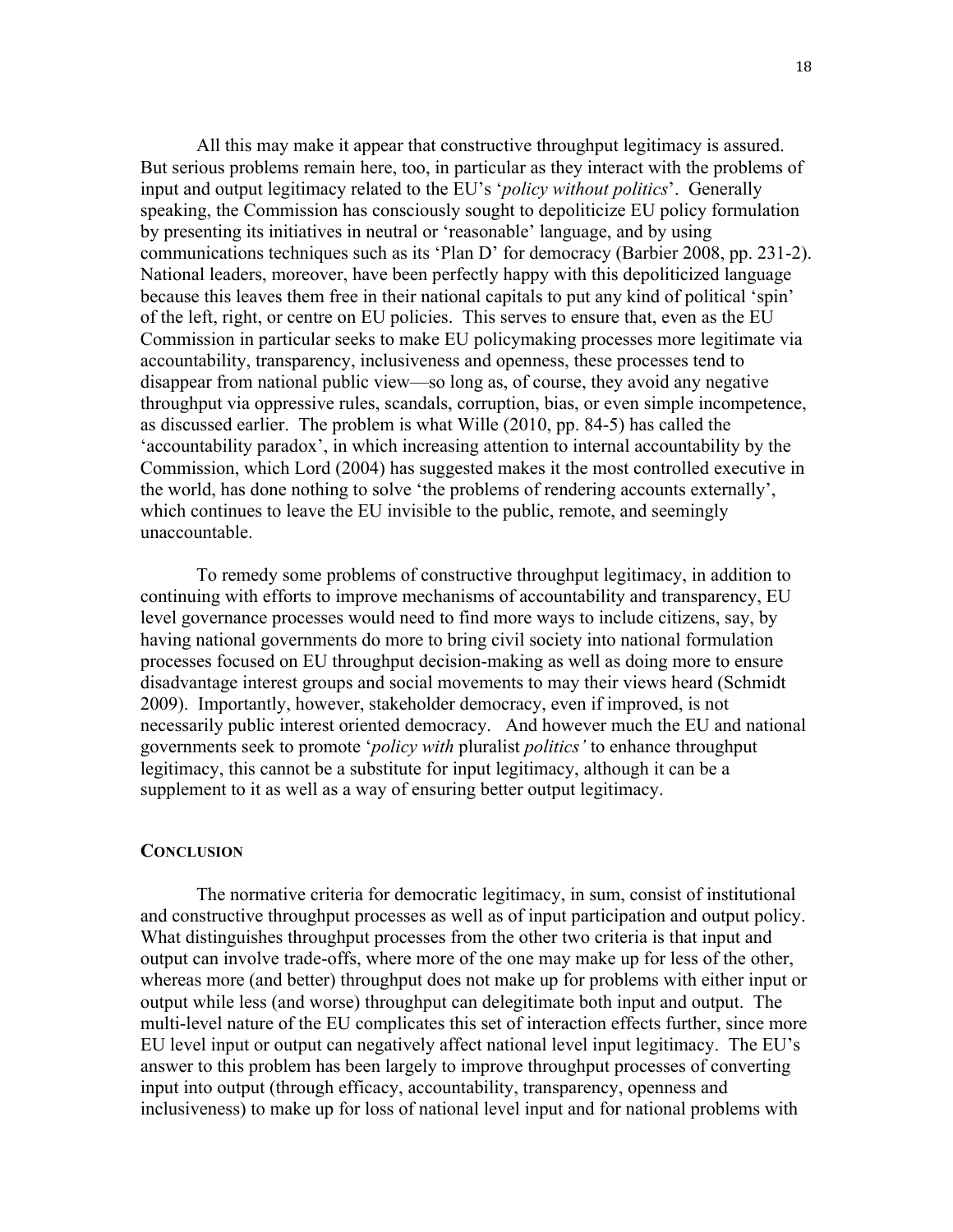All this may make it appear that constructive throughput legitimacy is assured. But serious problems remain here, too, in particular as they interact with the problems of input and output legitimacy related to the EU's '*policy without politics*'. Generally speaking, the Commission has consciously sought to depoliticize EU policy formulation by presenting its initiatives in neutral or 'reasonable' language, and by using communications techniques such as its 'Plan D' for democracy (Barbier 2008, pp. 231-2). National leaders, moreover, have been perfectly happy with this depoliticized language because this leaves them free in their national capitals to put any kind of political 'spin' of the left, right, or centre on EU policies. This serves to ensure that, even as the EU Commission in particular seeks to make EU policymaking processes more legitimate via accountability, transparency, inclusiveness and openness, these processes tend to disappear from national public view—so long as, of course, they avoid any negative throughput via oppressive rules, scandals, corruption, bias, or even simple incompetence, as discussed earlier. The problem is what Wille (2010, pp. 84-5) has called the 'accountability paradox', in which increasing attention to internal accountability by the Commission, which Lord (2004) has suggested makes it the most controlled executive in the world, has done nothing to solve 'the problems of rendering accounts externally', which continues to leave the EU invisible to the public, remote, and seemingly unaccountable.

To remedy some problems of constructive throughput legitimacy, in addition to continuing with efforts to improve mechanisms of accountability and transparency, EU level governance processes would need to find more ways to include citizens, say, by having national governments do more to bring civil society into national formulation processes focused on EU throughput decision-making as well as doing more to ensure disadvantage interest groups and social movements to may their views heard (Schmidt 2009). Importantly, however, stakeholder democracy, even if improved, is not necessarily public interest oriented democracy. And however much the EU and national governments seek to promote '*policy with* pluralist *politics'* to enhance throughput legitimacy, this cannot be a substitute for input legitimacy, although it can be a supplement to it as well as a way of ensuring better output legitimacy.

## CONCLUSION

The normative criteria for democratic legitimacy, in sum, consist of institutional and constructive throughput processes as well as of input participation and output policy. What distinguishes throughput processes from the other two criteria is that input and output can involve trade-offs, where more of the one may make up for less of the other, whereas more (and better) throughput does not make up for problems with either input or output while less (and worse) throughput can delegitimate both input and output. The multi-level nature of the EU complicates this set of interaction effects further, since more EU level input or output can negatively affect national level input legitimacy. The EU's answer to this problem has been largely to improve throughput processes of converting input into output (through efficacy, accountability, transparency, openness and inclusiveness) to make up for loss of national level input and for national problems with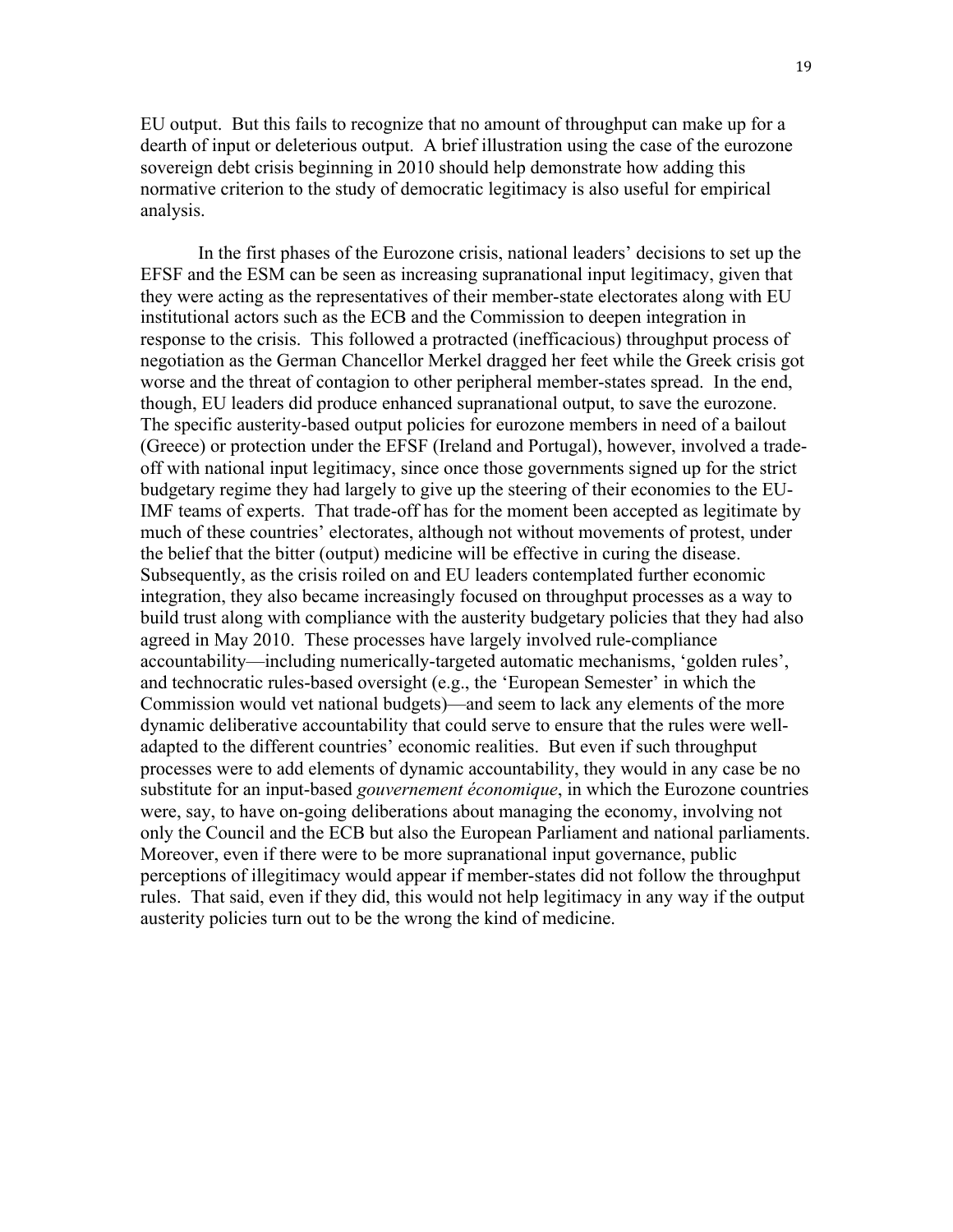EU output. But this fails to recognize that no amount of throughput can make up for a dearth of input or deleterious output. A brief illustration using the case of the eurozone sovereign debt crisis beginning in 2010 should help demonstrate how adding this normative criterion to the study of democratic legitimacy is also useful for empirical analysis.

In the first phases of the Eurozone crisis, national leaders' decisions to set up the EFSF and the ESM can be seen as increasing supranational input legitimacy, given that they were acting as the representatives of their member-state electorates along with EU institutional actors such as the ECB and the Commission to deepen integration in response to the crisis. This followed a protracted (inefficacious) throughput process of negotiation as the German Chancellor Merkel dragged her feet while the Greek crisis got worse and the threat of contagion to other peripheral member-states spread. In the end, though, EU leaders did produce enhanced supranational output, to save the eurozone. The specific austerity-based output policies for eurozone members in need of a bailout (Greece) or protection under the EFSF (Ireland and Portugal), however, involved a trade-off with national input legitimacy, since once those governments signed up for the strict budgetary regime they had largely to give up the steering of their economies to the EU-IMF teams of experts. That trade-off has for the moment been accepted as legitimate by much of these countries' electorates, although not without movements of protest, under the belief that the bitter (output) medicine will be effective in curing the disease. Subsequently, as the crisis roiled on and EU leaders contemplated further economic integration, they also became increasingly focused on throughput processes as a way to build trust along with compliance with the austerity budgetary policies that they had also agreed in May 2010. These processes have largely involved rule-compliance accountability—including numerically-targeted automatic mechanisms, 'golden rules', and technocratic rules-based oversight (e.g., the 'European Semester' in which the Commission would vet national budgets)—and seem to lack any elements of the more dynamic deliberative accountability that could serve to ensure that the rules were well-adapted to the different countries' economic realities. But even if such throughput processes were to add elements of dynamic accountability, they would in any case be no substitute for an input-based *gouvernement économique*, in which the Eurozone countries were, say, to have on-going deliberations about managing the economy, involving not only the Council and the ECB but also the European Parliament and national parliaments. Moreover, even if there were to be more supranational input governance, public perceptions of illegitimacy would appear if member-states did not follow the throughput rules. That said, even if they did, this would not help legitimacy in any way if the output austerity policies turn out to be the wrong the kind of medicine.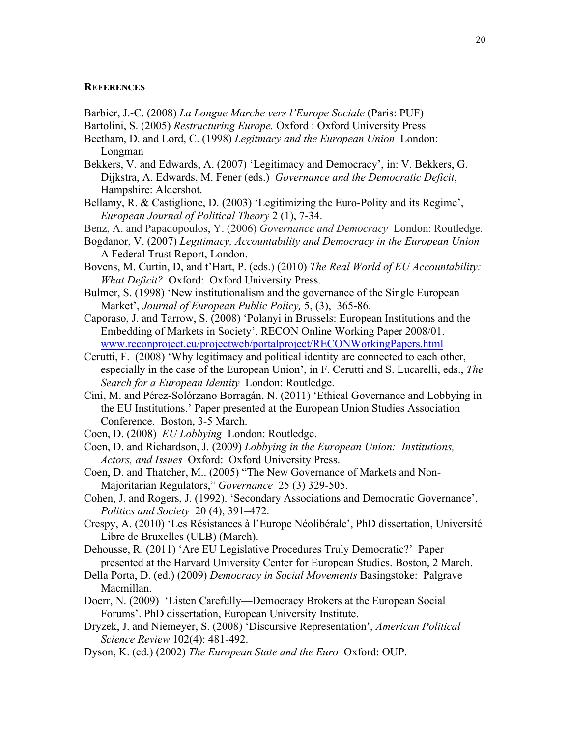## References

Barbier, J.-C. (2008) *La Longue Marche vers l'Europe Sociale* (Paris: PUF)

Bartolini, S. (2005) *Restructuring Europe.* Oxford : Oxford University Press

Beetham, D. and Lord, C. (1998) *Legitmacy and the European Union* London: Longman

Bekkers, V. and Edwards, A. (2007) 'Legitimacy and Democracy', in: V. Bekkers, G. Dijkstra, A. Edwards, M. Fener (eds.) *Governance and the Democratic Deficit*, Hampshire: Aldershot.

Bellamy, R. & Castiglione, D. (2003) 'Legitimizing the Euro-Polity and its Regime', *European Journal of Political Theory* 2 (1), 7-34.

Benz, A. and Papadopoulos, Y. (2006) *Governance and Democracy* London: Routledge.

Bogdanor, V. (2007) *Legitimacy, Accountability and Democracy in the European Union* A Federal Trust Report, London.

Bovens, M. Curtin, D, and t'Hart, P. (eds.) (2010) *The Real World of EU Accountability: What Deficit?* Oxford: Oxford University Press.

Bulmer, S. (1998) 'New institutionalism and the governance of the Single European Market', *Journal of European Public Policy,* 5, (3), 365-86.

Caporaso, J. and Tarrow, S. (2008) 'Polanyi in Brussels: European Institutions and the Embedding of Markets in Society'. RECON Online Working Paper 2008/01. www.reconproject.eu/projectweb/portalproject/RECONWorkingPapers.html

Cerutti, F. (2008) 'Why legitimacy and political identity are connected to each other, especially in the case of the European Union', in F. Cerutti and S. Lucarelli, eds., *The Search for a European Identity* London: Routledge.

Cini, M. and Pérez-Solórzano Borragán, N. (2011) 'Ethical Governance and Lobbying in the EU Institutions.' Paper presented at the European Union Studies Association Conference. Boston, 3-5 March.

Coen, D. (2008) *EU Lobbying* London: Routledge.

Coen, D. and Richardson, J. (2009) *Lobbying in the European Union: Institutions, Actors, and Issues* Oxford: Oxford University Press.

Coen, D. and Thatcher, M.. (2005) "The New Governance of Markets and Non-Majoritarian Regulators," *Governance* 25 (3) 329-505.

Cohen, J. and Rogers, J. (1992). 'Secondary Associations and Democratic Governance', *Politics and Society* 20 (4), 391–472.

Crespy, A. (2010) 'Les Résistances à l'Europe Néolibérale', PhD dissertation, Université Libre de Bruxelles (ULB) (March).

Dehousse, R. (2011) 'Are EU Legislative Procedures Truly Democratic?' Paper presented at the Harvard University Center for European Studies. Boston, 2 March.

Della Porta, D. (ed.) (2009) *Democracy in Social Movements* Basingstoke: Palgrave Macmillan.

Doerr, N. (2009) 'Listen Carefully—Democracy Brokers at the European Social Forums'. PhD dissertation, European University Institute.

Dryzek, J. and Niemeyer, S. (2008) 'Discursive Representation', *American Political Science Review* 102(4): 481-492.

Dyson, K. (ed.) (2002) *The European State and the Euro* Oxford: OUP.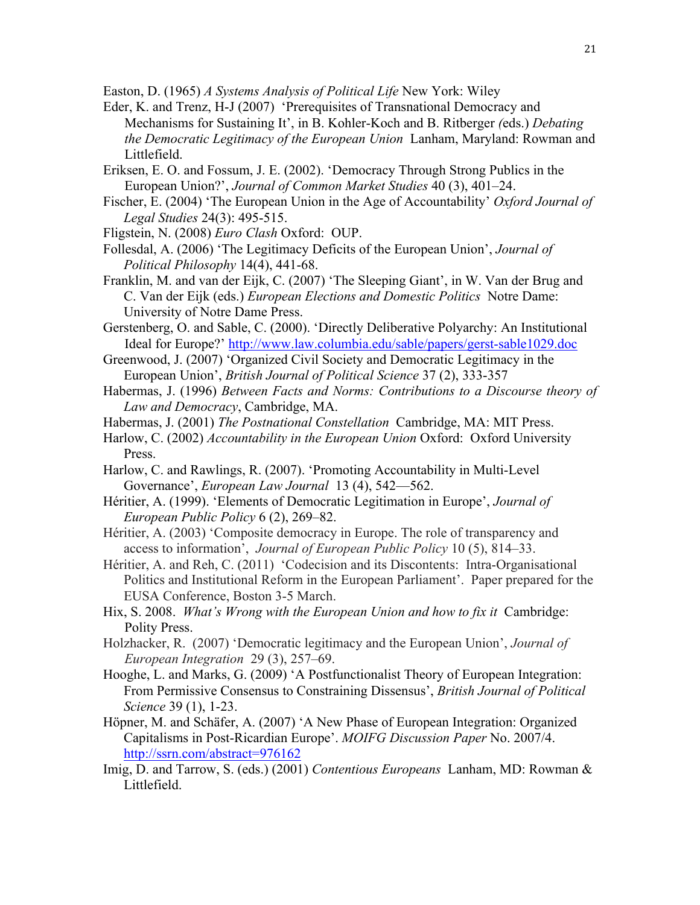Easton, D. (1965) *A Systems Analysis of Political Life* New York: Wiley

Eder, K. and Trenz, H-J (2007) 'Prerequisites of Transnational Democracy and Mechanisms for Sustaining It', in B. Kohler-Koch and B. Ritberger *(*eds.) *Debating the Democratic Legitimacy of the European Union* Lanham, Maryland: Rowman and Littlefield.

Eriksen, E. O. and Fossum, J. E. (2002). 'Democracy Through Strong Publics in the European Union?', *Journal of Common Market Studies* 40 (3), 401–24.

Fischer, E. (2004) 'The European Union in the Age of Accountability' *Oxford Journal of Legal Studies* 24(3): 495-515.

Fligstein, N. (2008) *Euro Clash* Oxford: OUP.

Follesdal, A. (2006) 'The Legitimacy Deficits of the European Union', *Journal of Political Philosophy* 14(4), 441-68.

Franklin, M. and van der Eijk, C. (2007) 'The Sleeping Giant', in W. Van der Brug and C. Van der Eijk (eds.) *European Elections and Domestic Politics* Notre Dame: University of Notre Dame Press.

Gerstenberg, O. and Sable, C. (2000). 'Directly Deliberative Polyarchy: An Institutional Ideal for Europe?' http://www.law.columbia.edu/sable/papers/gerst-sable1029.doc

Greenwood, J. (2007) 'Organized Civil Society and Democratic Legitimacy in the European Union', *British Journal of Political Science* 37 (2), 333-357

Habermas, J. (1996) *Between Facts and Norms: Contributions to a Discourse theory of Law and Democracy*, Cambridge, MA.

Habermas, J. (2001) *The Postnational Constellation* Cambridge, MA: MIT Press.

Harlow, C. (2002) *Accountability in the European Union* Oxford: Oxford University Press.

Harlow, C. and Rawlings, R. (2007). 'Promoting Accountability in Multi-Level Governance', *European Law Journal* 13 (4), 542—562.

Héritier, A. (1999). 'Elements of Democratic Legitimation in Europe', *Journal of European Public Policy* 6 (2), 269–82.

Héritier, A. (2003) 'Composite democracy in Europe. The role of transparency and access to information', *Journal of European Public Policy* 10 (5), 814–33.

Héritier, A. and Reh, C. (2011) 'Codecision and its Discontents: Intra-Organisational Politics and Institutional Reform in the European Parliament'. Paper prepared for the EUSA Conference, Boston 3-5 March.

Hix, S. 2008. *What's Wrong with the European Union and how to fix it* Cambridge: Polity Press.

Holzhacker, R. (2007) 'Democratic legitimacy and the European Union', *Journal of European Integration* 29 (3), 257–69.

Hooghe, L. and Marks, G. (2009) 'A Postfunctionalist Theory of European Integration: From Permissive Consensus to Constraining Dissensus', *British Journal of Political Science* 39 (1), 1-23.

Höpner, M. and Schäfer, A. (2007) 'A New Phase of European Integration: Organized Capitalisms in Post-Ricardian Europe'. *MOIFG Discussion Paper* No. 2007/4. http://ssrn.com/abstract=976162

Imig, D. and Tarrow, S. (eds.) (2001) *Contentious Europeans* Lanham, MD: Rowman & Littlefield.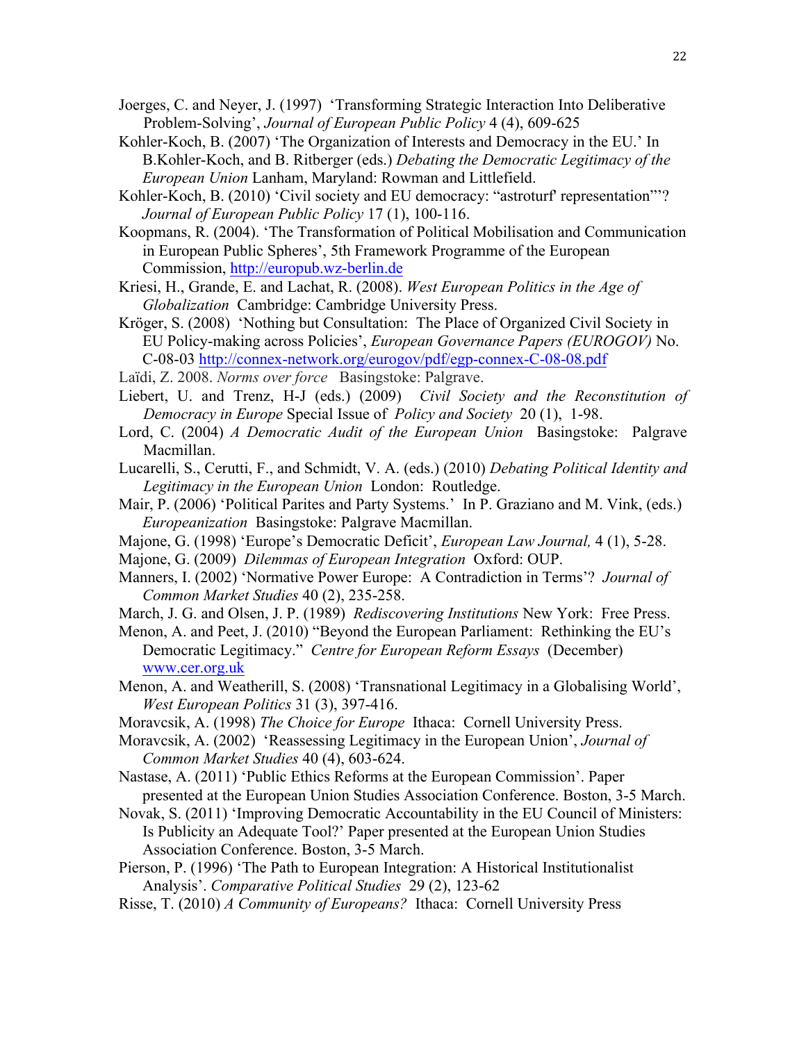Joerges, C. and Neyer, J. (1997) 'Transforming Strategic Interaction Into Deliberative Problem-Solving', *Journal of European Public Policy* 4 (4), 609-625

Kohler-Koch, B. (2007) 'The Organization of Interests and Democracy in the EU.' In B.Kohler-Koch, and B. Ritberger (eds.) *Debating the Democratic Legitimacy of the European Union* Lanham, Maryland: Rowman and Littlefield.

Kohler-Koch, B. (2010) 'Civil society and EU democracy: "astroturf' representation"'? *Journal of European Public Policy* 17 (1), 100-116.

Koopmans, R. (2004). 'The Transformation of Political Mobilisation and Communication in European Public Spheres', 5th Framework Programme of the European Commission, http://europub.wz-berlin.de

Kriesi, H., Grande, E. and Lachat, R. (2008). *West European Politics in the Age of Globalization* Cambridge: Cambridge University Press.

Kröger, S. (2008) 'Nothing but Consultation: The Place of Organized Civil Society in EU Policy-making across Policies', *European Governance Papers (EUROGOV)* No. C-08-03 http://connex-network.org/eurogov/pdf/egp-connex-C-08-08.pdf

Laïdi, Z. 2008. *Norms over force* Basingstoke: Palgrave.

Liebert, U. and Trenz, H-J (eds.) (2009) *Civil Society and the Reconstitution of Democracy in Europe* Special Issue of *Policy and Society* 20 (1), 1-98.

Lord, C. (2004) *A Democratic Audit of the European Union* Basingstoke: Palgrave Macmillan.

Lucarelli, S., Cerutti, F., and Schmidt, V. A. (eds.) (2010) *Debating Political Identity and Legitimacy in the European Union* London: Routledge.

Mair, P. (2006) 'Political Parites and Party Systems.' In P. Graziano and M. Vink, (eds.) *Europeanization* Basingstoke: Palgrave Macmillan.

Majone, G. (1998) 'Europe's Democratic Deficit', *European Law Journal,* 4 (1), 5-28.

Majone, G. (2009) *Dilemmas of European Integration* Oxford: OUP.

Manners, I. (2002) 'Normative Power Europe: A Contradiction in Terms'? *Journal of Common Market Studies* 40 (2), 235-258.

March, J. G. and Olsen, J. P. (1989) *Rediscovering Institutions* New York: Free Press.

Menon, A. and Peet, J. (2010) "Beyond the European Parliament: Rethinking the EU's Democratic Legitimacy." *Centre for European Reform Essays* (December) www.cer.org.uk

Menon, A. and Weatherill, S. (2008) 'Transnational Legitimacy in a Globalising World', *West European Politics* 31 (3), 397-416.

Moravcsik, A. (1998) *The Choice for Europe* Ithaca: Cornell University Press.

Moravcsik, A. (2002) 'Reassessing Legitimacy in the European Union', *Journal of Common Market Studies* 40 (4), 603-624.

Nastase, A. (2011) 'Public Ethics Reforms at the European Commission'. Paper presented at the European Union Studies Association Conference. Boston, 3-5 March.

Novak, S. (2011) 'Improving Democratic Accountability in the EU Council of Ministers: Is Publicity an Adequate Tool?' Paper presented at the European Union Studies Association Conference. Boston, 3-5 March.

Pierson, P. (1996) 'The Path to European Integration: A Historical Institutionalist Analysis'. *Comparative Political Studies* 29 (2), 123-62

Risse, T. (2010) *A Community of Europeans?* Ithaca: Cornell University Press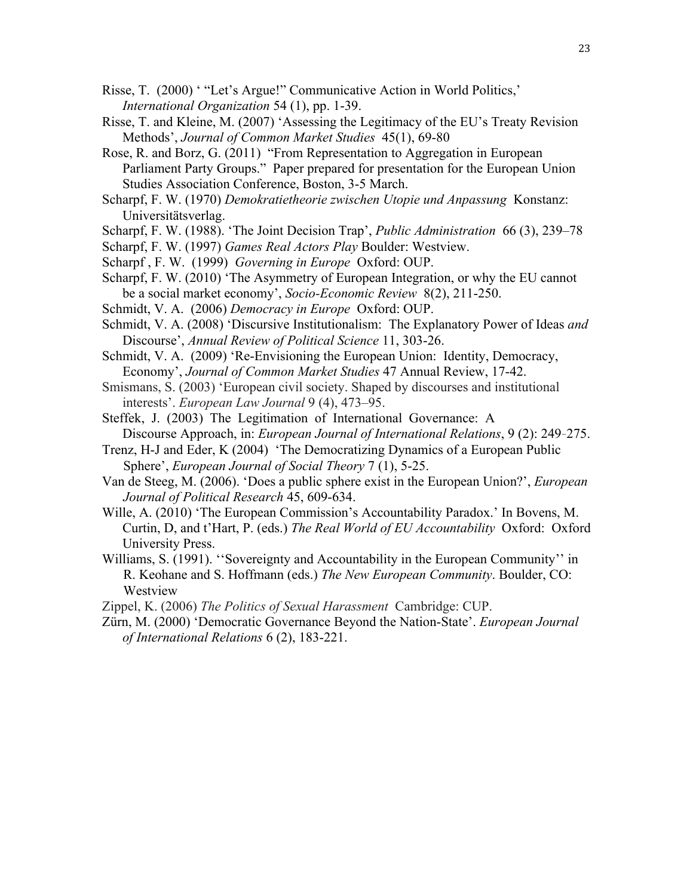Risse, T. (2000) ' "Let's Argue!" Communicative Action in World Politics,' *International Organization* 54 (1), pp. 1-39.

Risse, T. and Kleine, M. (2007) 'Assessing the Legitimacy of the EU's Treaty Revision Methods', *Journal of Common Market Studies* 45(1), 69-80

Rose, R. and Borz, G. (2011) "From Representation to Aggregation in European Parliament Party Groups." Paper prepared for presentation for the European Union Studies Association Conference, Boston, 3-5 March.

Scharpf, F. W. (1970) *Demokratietheorie zwischen Utopie und Anpassung* Konstanz: Universitätsverlag.

Scharpf, F. W. (1988). 'The Joint Decision Trap', *Public Administration* 66 (3), 239–78

Scharpf, F. W. (1997) *Games Real Actors Play* Boulder: Westview.

Scharpf , F. W. (1999) *Governing in Europe* Oxford: OUP.

Scharpf, F. W. (2010) 'The Asymmetry of European Integration, or why the EU cannot be a social market economy', *Socio-Economic Review* 8(2), 211-250.

Schmidt, V. A. (2006) *Democracy in Europe* Oxford: OUP.

Schmidt, V. A. (2008) 'Discursive Institutionalism: The Explanatory Power of Ideas *and* Discourse', *Annual Review of Political Science* 11, 303-26.

Schmidt, V. A. (2009) 'Re-Envisioning the European Union: Identity, Democracy, Economy', *Journal of Common Market Studies* 47 Annual Review, 17-42.

Smismans, S. (2003) 'European civil society. Shaped by discourses and institutional interests'. *European Law Journal* 9 (4), 473–95.

Steffek, J. (2003) The Legitimation of International Governance: A Discourse Approach, in: *European Journal of International Relations*, 9 (2): 249-275.

Trenz, H-J and Eder, K (2004) 'The Democratizing Dynamics of a European Public Sphere', *European Journal of Social Theory* 7 (1), 5-25.

Van de Steeg, M. (2006). 'Does a public sphere exist in the European Union?', *European Journal of Political Research* 45, 609-634.

Wille, A. (2010) 'The European Commission's Accountability Paradox.' In Bovens, M. Curtin, D, and t'Hart, P. (eds.) *The Real World of EU Accountability* Oxford: Oxford University Press.

Williams, S. (1991). ''Sovereignty and Accountability in the European Community'' in R. Keohane and S. Hoffmann (eds.) *The New European Community*. Boulder, CO: Westview

Zippel, K. (2006) *The Politics of Sexual Harassment* Cambridge: CUP.

Zürn, M. (2000) 'Democratic Governance Beyond the Nation-State'. *European Journal of International Relations* 6 (2), 183-221.